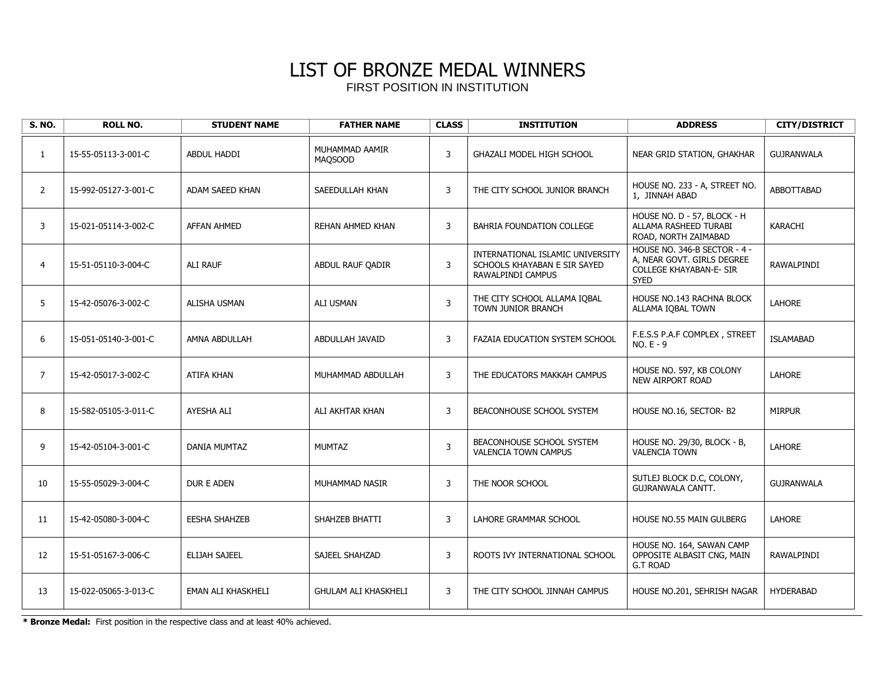# LIST OF BRONZE MEDAL WINNERS

FIRST POSITION IN INSTITUTION

| S. NO. | ROLL NO. | STUDENT NAME | FATHER NAME | CLASS | INSTITUTION | ADDRESS | CITY/DISTRICT |
|---|---|---|---|---|---|---|---|
| 1 | 15-55-05113-3-001-C | ABDUL HADDI | MUHAMMAD AAMIR MAQSOOD | 3 | GHAZALI MODEL HIGH SCHOOL | NEAR GRID STATION, GHAKHAR | GUJRANWALA |
| 2 | 15-992-05127-3-001-C | ADAM SAEED KHAN | SAEEDULLAH KHAN | 3 | THE CITY SCHOOL JUNIOR BRANCH | HOUSE NO. 233 - A, STREET NO. 1, JINNAH ABAD | ABBOTTABAD |
| 3 | 15-021-05114-3-002-C | AFFAN AHMED | REHAN AHMED KHAN | 3 | BAHRIA FOUNDATION COLLEGE | HOUSE NO. D - 57, BLOCK - H ALLAMA RASHEED TURABI ROAD, NORTH ZAIMABAD | KARACHI |
| 4 | 15-51-05110-3-004-C | ALI RAUF | ABDUL RAUF QADIR | 3 | INTERNATIONAL ISLAMIC UNIVERSITY SCHOOLS KHAYABAN E SIR SAYED RAWALPINDI CAMPUS | HOUSE NO. 346-B SECTOR - 4 - A, NEAR GOVT. GIRLS DEGREE COLLEGE KHAYABAN-E- SIR SYED | RAWALPINDI |
| 5 | 15-42-05076-3-002-C | ALISHA USMAN | ALI USMAN | 3 | THE CITY SCHOOL ALLAMA IQBAL TOWN JUNIOR BRANCH | HOUSE NO.143 RACHNA BLOCK ALLAMA IQBAL TOWN | LAHORE |
| 6 | 15-051-05140-3-001-C | AMNA ABDULLAH | ABDULLAH JAVAID | 3 | FAZAIA EDUCATION SYSTEM SCHOOL | F.E.S.S P.A.F COMPLEX , STREET NO. E - 9 | ISLAMABAD |
| 7 | 15-42-05017-3-002-C | ATIFA KHAN | MUHAMMAD ABDULLAH | 3 | THE EDUCATORS MAKKAH CAMPUS | HOUSE NO. 597, KB COLONY NEW AIRPORT ROAD | LAHORE |
| 8 | 15-582-05105-3-011-C | AYESHA ALI | ALI AKHTAR KHAN | 3 | BEACONHOUSE SCHOOL SYSTEM | HOUSE NO.16, SECTOR- B2 | MIRPUR |
| 9 | 15-42-05104-3-001-C | DANIA MUMTAZ | MUMTAZ | 3 | BEACONHOUSE SCHOOL SYSTEM VALENCIA TOWN CAMPUS | HOUSE NO. 29/30, BLOCK - B, VALENCIA TOWN | LAHORE |
| 10 | 15-55-05029-3-004-C | DUR E ADEN | MUHAMMAD NASIR | 3 | THE NOOR SCHOOL | SUTLEJ BLOCK D.C, COLONY, GUJRANWALA CANTT. | GUJRANWALA |
| 11 | 15-42-05080-3-004-C | EESHA SHAHZEB | SHAHZEB BHATTI | 3 | LAHORE GRAMMAR SCHOOL | HOUSE NO.55 MAIN GULBERG | LAHORE |
| 12 | 15-51-05167-3-006-C | ELIJAH SAJEEL | SAJEEL SHAHZAD | 3 | ROOTS IVY INTERNATIONAL SCHOOL | HOUSE NO. 164, SAWAN CAMP OPPOSITE ALBASIT CNG, MAIN G.T ROAD | RAWALPINDI |
| 13 | 15-022-05065-3-013-C | EMAN ALI KHASKHELI | GHULAM ALI KHASKHELI | 3 | THE CITY SCHOOL JINNAH CAMPUS | HOUSE NO.201, SEHRISH NAGAR | HYDERABAD |

**\* Bronze Medal:** First position in the respective class and at least 40% achieved.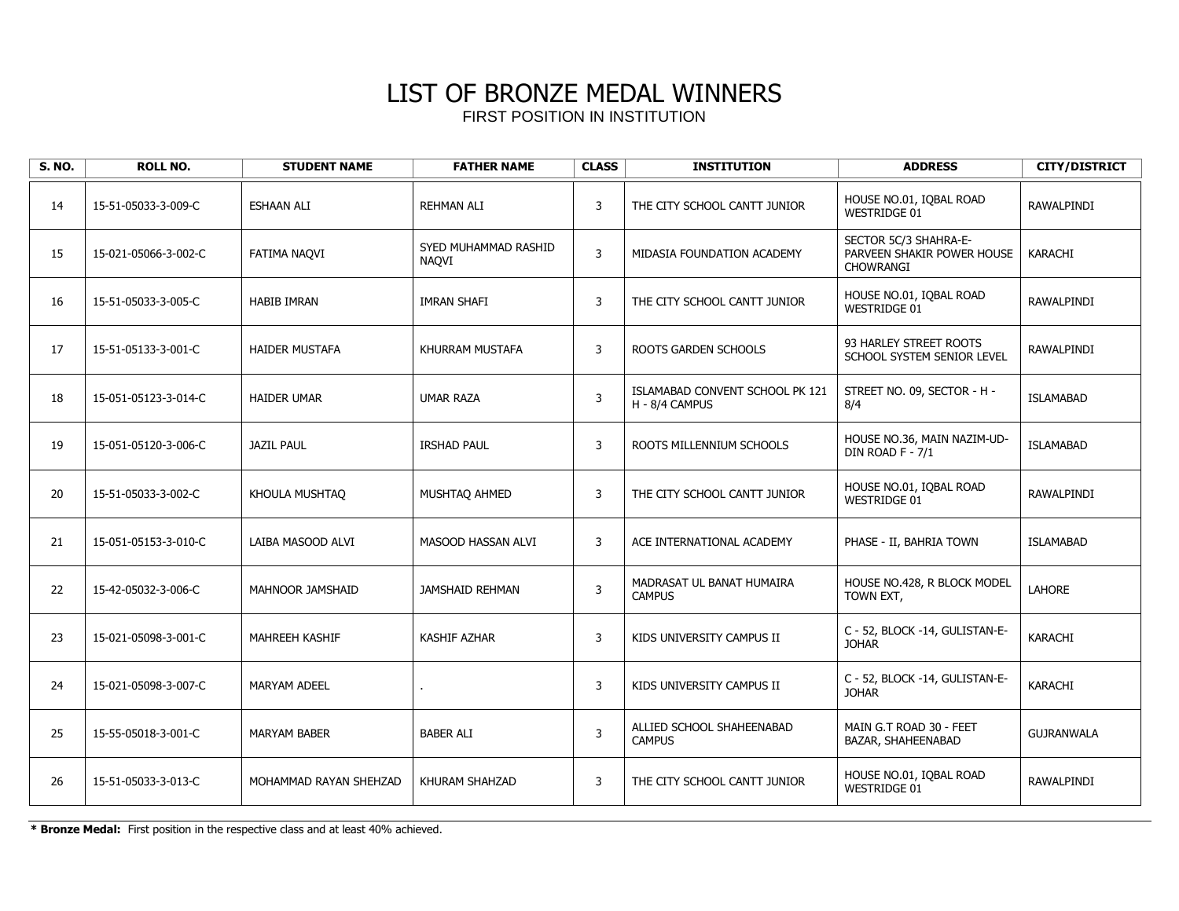# LIST OF BRONZE MEDAL WINNERS

FIRST POSITION IN INSTITUTION

| S. NO. | ROLL NO. | STUDENT NAME | FATHER NAME | CLASS | INSTITUTION | ADDRESS | CITY/DISTRICT |
|---|---|---|---|---|---|---|---|
| 14 | 15-51-05033-3-009-C | ESHAAN ALI | REHMAN ALI | 3 | THE CITY SCHOOL CANTT JUNIOR | HOUSE NO.01, IQBAL ROAD WESTRIDGE 01 | RAWALPINDI |
| 15 | 15-021-05066-3-002-C | FATIMA NAQVI | SYED MUHAMMAD RASHID NAQVI | 3 | MIDASIA FOUNDATION ACADEMY | SECTOR 5C/3 SHAHRA-E-PARVEEN SHAKIR POWER HOUSE CHOWRANGI | KARACHI |
| 16 | 15-51-05033-3-005-C | HABIB IMRAN | IMRAN SHAFI | 3 | THE CITY SCHOOL CANTT JUNIOR | HOUSE NO.01, IQBAL ROAD WESTRIDGE 01 | RAWALPINDI |
| 17 | 15-51-05133-3-001-C | HAIDER MUSTAFA | KHURRAM MUSTAFA | 3 | ROOTS GARDEN SCHOOLS | 93 HARLEY STREET ROOTS SCHOOL SYSTEM SENIOR LEVEL | RAWALPINDI |
| 18 | 15-051-05123-3-014-C | HAIDER UMAR | UMAR RAZA | 3 | ISLAMABAD CONVENT SCHOOL PK 121 H - 8/4 CAMPUS | STREET NO. 09, SECTOR - H - 8/4 | ISLAMABAD |
| 19 | 15-051-05120-3-006-C | JAZIL PAUL | IRSHAD PAUL | 3 | ROOTS MILLENNIUM SCHOOLS | HOUSE NO.36, MAIN NAZIM-UD-DIN ROAD F - 7/1 | ISLAMABAD |
| 20 | 15-51-05033-3-002-C | KHOULA MUSHTAQ | MUSHTAQ AHMED | 3 | THE CITY SCHOOL CANTT JUNIOR | HOUSE NO.01, IQBAL ROAD WESTRIDGE 01 | RAWALPINDI |
| 21 | 15-051-05153-3-010-C | LAIBA MASOOD ALVI | MASOOD HASSAN ALVI | 3 | ACE INTERNATIONAL ACADEMY | PHASE - II, BAHRIA TOWN | ISLAMABAD |
| 22 | 15-42-05032-3-006-C | MAHNOOR JAMSHAID | JAMSHAID REHMAN | 3 | MADRASAT UL BANAT HUMAIRA CAMPUS | HOUSE NO.428, R BLOCK MODEL TOWN EXT, | LAHORE |
| 23 | 15-021-05098-3-001-C | MAHREEH KASHIF | KASHIF AZHAR | 3 | KIDS UNIVERSITY CAMPUS II | C - 52, BLOCK -14, GULISTAN-E-JOHAR | KARACHI |
| 24 | 15-021-05098-3-007-C | MARYAM ADEEL | . | 3 | KIDS UNIVERSITY CAMPUS II | C - 52, BLOCK -14, GULISTAN-E-JOHAR | KARACHI |
| 25 | 15-55-05018-3-001-C | MARYAM BABER | BABER ALI | 3 | ALLIED SCHOOL SHAHEENABAD CAMPUS | MAIN G.T ROAD 30 - FEET BAZAR, SHAHEENABAD | GUJRANWALA |
| 26 | 15-51-05033-3-013-C | MOHAMMAD RAYAN SHEHZAD | KHURAM SHAHZAD | 3 | THE CITY SCHOOL CANTT JUNIOR | HOUSE NO.01, IQBAL ROAD WESTRIDGE 01 | RAWALPINDI |

**\* Bronze Medal:** First position in the respective class and at least 40% achieved.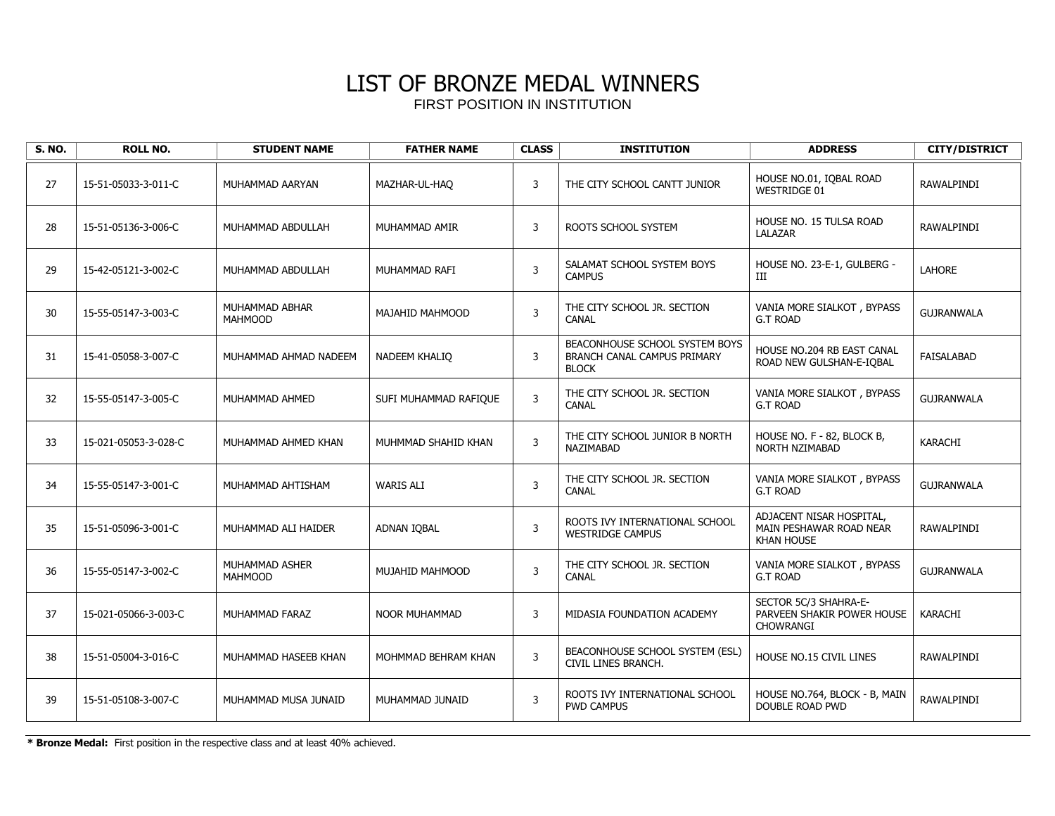# LIST OF BRONZE MEDAL WINNERS

FIRST POSITION IN INSTITUTION

| S. NO. | ROLL NO. | STUDENT NAME | FATHER NAME | CLASS | INSTITUTION | ADDRESS | CITY/DISTRICT |
|---|---|---|---|---|---|---|---|
| 27 | 15-51-05033-3-011-C | MUHAMMAD AARYAN | MAZHAR-UL-HAQ | 3 | THE CITY SCHOOL CANTT JUNIOR | HOUSE NO.01, IQBAL ROAD WESTRIDGE 01 | RAWALPINDI |
| 28 | 15-51-05136-3-006-C | MUHAMMAD ABDULLAH | MUHAMMAD AMIR | 3 | ROOTS SCHOOL SYSTEM | HOUSE NO. 15 TULSA ROAD LALAZAR | RAWALPINDI |
| 29 | 15-42-05121-3-002-C | MUHAMMAD ABDULLAH | MUHAMMAD RAFI | 3 | SALAMAT SCHOOL SYSTEM BOYS CAMPUS | HOUSE NO. 23-E-1, GULBERG - III | LAHORE |
| 30 | 15-55-05147-3-003-C | MUHAMMAD ABHAR MAHMOOD | MAJAHID MAHMOOD | 3 | THE CITY SCHOOL JR. SECTION CANAL | VANIA MORE SIALKOT , BYPASS G.T ROAD | GUJRANWALA |
| 31 | 15-41-05058-3-007-C | MUHAMMAD AHMAD NADEEM | NADEEM KHALIQ | 3 | BEACONHOUSE SCHOOL SYSTEM BOYS BRANCH CANAL CAMPUS PRIMARY BLOCK | HOUSE NO.204 RB EAST CANAL ROAD NEW GULSHAN-E-IQBAL | FAISALABAD |
| 32 | 15-55-05147-3-005-C | MUHAMMAD AHMED | SUFI MUHAMMAD RAFIQUE | 3 | THE CITY SCHOOL JR. SECTION CANAL | VANIA MORE SIALKOT , BYPASS G.T ROAD | GUJRANWALA |
| 33 | 15-021-05053-3-028-C | MUHAMMAD AHMED KHAN | MUHMMAD SHAHID KHAN | 3 | THE CITY SCHOOL JUNIOR B NORTH NAZIMABAD | HOUSE NO. F - 82, BLOCK B, NORTH NZIMABAD | KARACHI |
| 34 | 15-55-05147-3-001-C | MUHAMMAD AHTISHAM | WARIS ALI | 3 | THE CITY SCHOOL JR. SECTION CANAL | VANIA MORE SIALKOT , BYPASS G.T ROAD | GUJRANWALA |
| 35 | 15-51-05096-3-001-C | MUHAMMAD ALI HAIDER | ADNAN IQBAL | 3 | ROOTS IVY INTERNATIONAL SCHOOL WESTRIDGE CAMPUS | ADJACENT NISAR HOSPITAL, MAIN PESHAWAR ROAD NEAR KHAN HOUSE | RAWALPINDI |
| 36 | 15-55-05147-3-002-C | MUHAMMAD ASHER MAHMOOD | MUJAHID MAHMOOD | 3 | THE CITY SCHOOL JR. SECTION CANAL | VANIA MORE SIALKOT , BYPASS G.T ROAD | GUJRANWALA |
| 37 | 15-021-05066-3-003-C | MUHAMMAD FARAZ | NOOR MUHAMMAD | 3 | MIDASIA FOUNDATION ACADEMY | SECTOR 5C/3 SHAHRA-E-PARVEEN SHAKIR POWER HOUSE CHOWRANGI | KARACHI |
| 38 | 15-51-05004-3-016-C | MUHAMMAD HASEEB KHAN | MOHMMAD BEHRAM KHAN | 3 | BEACONHOUSE SCHOOL SYSTEM (ESL) CIVIL LINES BRANCH. | HOUSE NO.15 CIVIL LINES | RAWALPINDI |
| 39 | 15-51-05108-3-007-C | MUHAMMAD MUSA JUNAID | MUHAMMAD JUNAID | 3 | ROOTS IVY INTERNATIONAL SCHOOL PWD CAMPUS | HOUSE NO.764, BLOCK - B, MAIN DOUBLE ROAD PWD | RAWALPINDI |

**\* Bronze Medal:** First position in the respective class and at least 40% achieved.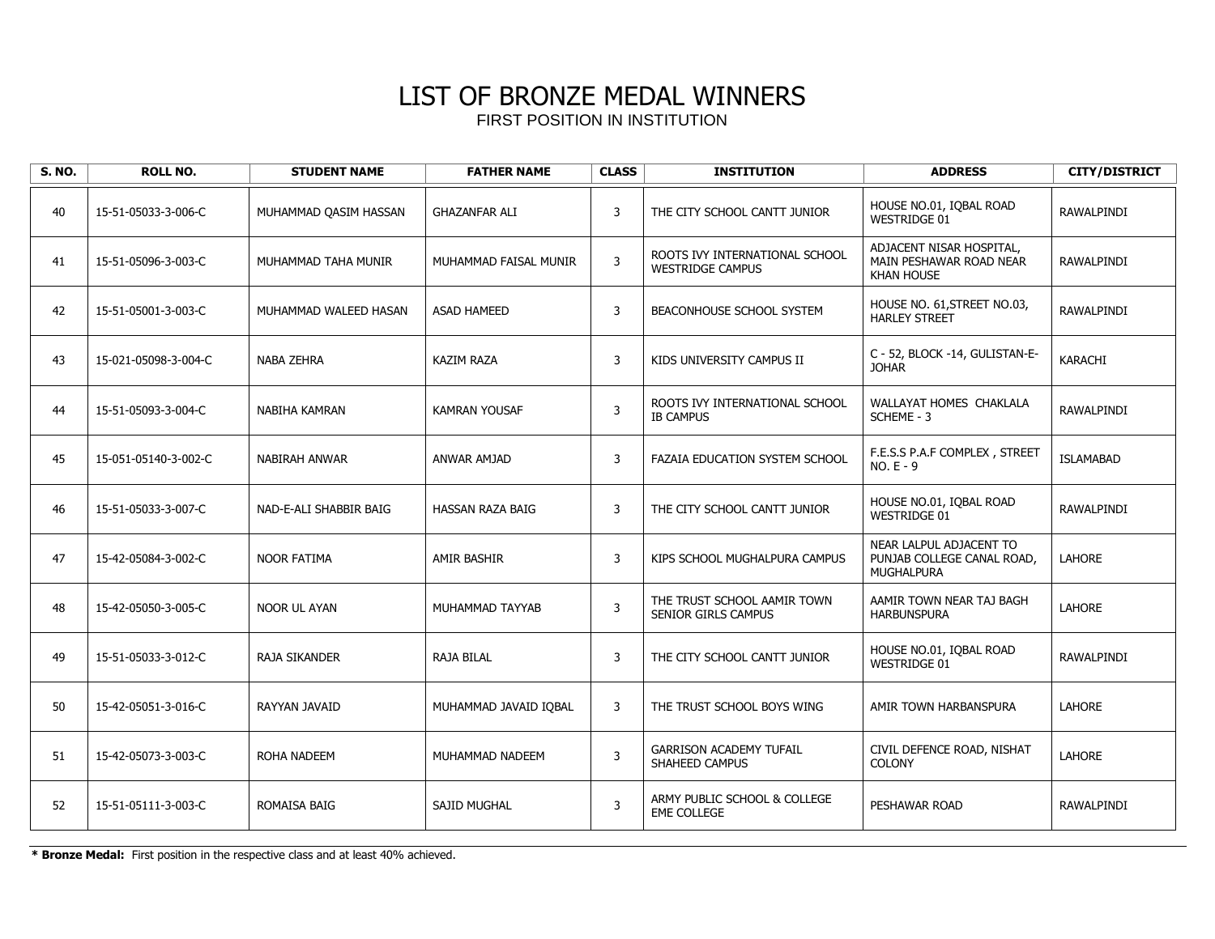# LIST OF BRONZE MEDAL WINNERS

FIRST POSITION IN INSTITUTION

| S. NO. | ROLL NO. | STUDENT NAME | FATHER NAME | CLASS | INSTITUTION | ADDRESS | CITY/DISTRICT |
|---|---|---|---|---|---|---|---|
| 40 | 15-51-05033-3-006-C | MUHAMMAD QASIM HASSAN | GHAZANFAR ALI | 3 | THE CITY SCHOOL CANTT JUNIOR | HOUSE NO.01, IQBAL ROAD WESTRIDGE 01 | RAWALPINDI |
| 41 | 15-51-05096-3-003-C | MUHAMMAD TAHA MUNIR | MUHAMMAD FAISAL MUNIR | 3 | ROOTS IVY INTERNATIONAL SCHOOL WESTRIDGE CAMPUS | ADJACENT NISAR HOSPITAL, MAIN PESHAWAR ROAD NEAR KHAN HOUSE | RAWALPINDI |
| 42 | 15-51-05001-3-003-C | MUHAMMAD WALEED HASAN | ASAD HAMEED | 3 | BEACONHOUSE SCHOOL SYSTEM | HOUSE NO. 61,STREET NO.03, HARLEY STREET | RAWALPINDI |
| 43 | 15-021-05098-3-004-C | NABA ZEHRA | KAZIM RAZA | 3 | KIDS UNIVERSITY CAMPUS II | C - 52, BLOCK -14, GULISTAN-E-JOHAR | KARACHI |
| 44 | 15-51-05093-3-004-C | NABIHA KAMRAN | KAMRAN YOUSAF | 3 | ROOTS IVY INTERNATIONAL SCHOOL IB CAMPUS | WALLAYAT HOMES CHAKLALA SCHEME - 3 | RAWALPINDI |
| 45 | 15-051-05140-3-002-C | NABIRAH ANWAR | ANWAR AMJAD | 3 | FAZAIA EDUCATION SYSTEM SCHOOL | F.E.S.S P.A.F COMPLEX , STREET NO. E - 9 | ISLAMABAD |
| 46 | 15-51-05033-3-007-C | NAD-E-ALI SHABBIR BAIG | HASSAN RAZA BAIG | 3 | THE CITY SCHOOL CANTT JUNIOR | HOUSE NO.01, IQBAL ROAD WESTRIDGE 01 | RAWALPINDI |
| 47 | 15-42-05084-3-002-C | NOOR FATIMA | AMIR BASHIR | 3 | KIPS SCHOOL MUGHALPURA CAMPUS | NEAR LALPUL ADJACENT TO PUNJAB COLLEGE CANAL ROAD, MUGHALPURA | LAHORE |
| 48 | 15-42-05050-3-005-C | NOOR UL AYAN | MUHAMMAD TAYYAB | 3 | THE TRUST SCHOOL AAMIR TOWN SENIOR GIRLS CAMPUS | AAMIR TOWN NEAR TAJ BAGH HARBUNSPURA | LAHORE |
| 49 | 15-51-05033-3-012-C | RAJA SIKANDER | RAJA BILAL | 3 | THE CITY SCHOOL CANTT JUNIOR | HOUSE NO.01, IQBAL ROAD WESTRIDGE 01 | RAWALPINDI |
| 50 | 15-42-05051-3-016-C | RAYYAN JAVAID | MUHAMMAD JAVAID IQBAL | 3 | THE TRUST SCHOOL BOYS WING | AMIR TOWN HARBANSPURA | LAHORE |
| 51 | 15-42-05073-3-003-C | ROHA NADEEM | MUHAMMAD NADEEM | 3 | GARRISON ACADEMY TUFAIL SHAHEED CAMPUS | CIVIL DEFENCE ROAD, NISHAT COLONY | LAHORE |
| 52 | 15-51-05111-3-003-C | ROMAISA BAIG | SAJID MUGHAL | 3 | ARMY PUBLIC SCHOOL & COLLEGE EME COLLEGE | PESHAWAR ROAD | RAWALPINDI |

**\* Bronze Medal:** First position in the respective class and at least 40% achieved.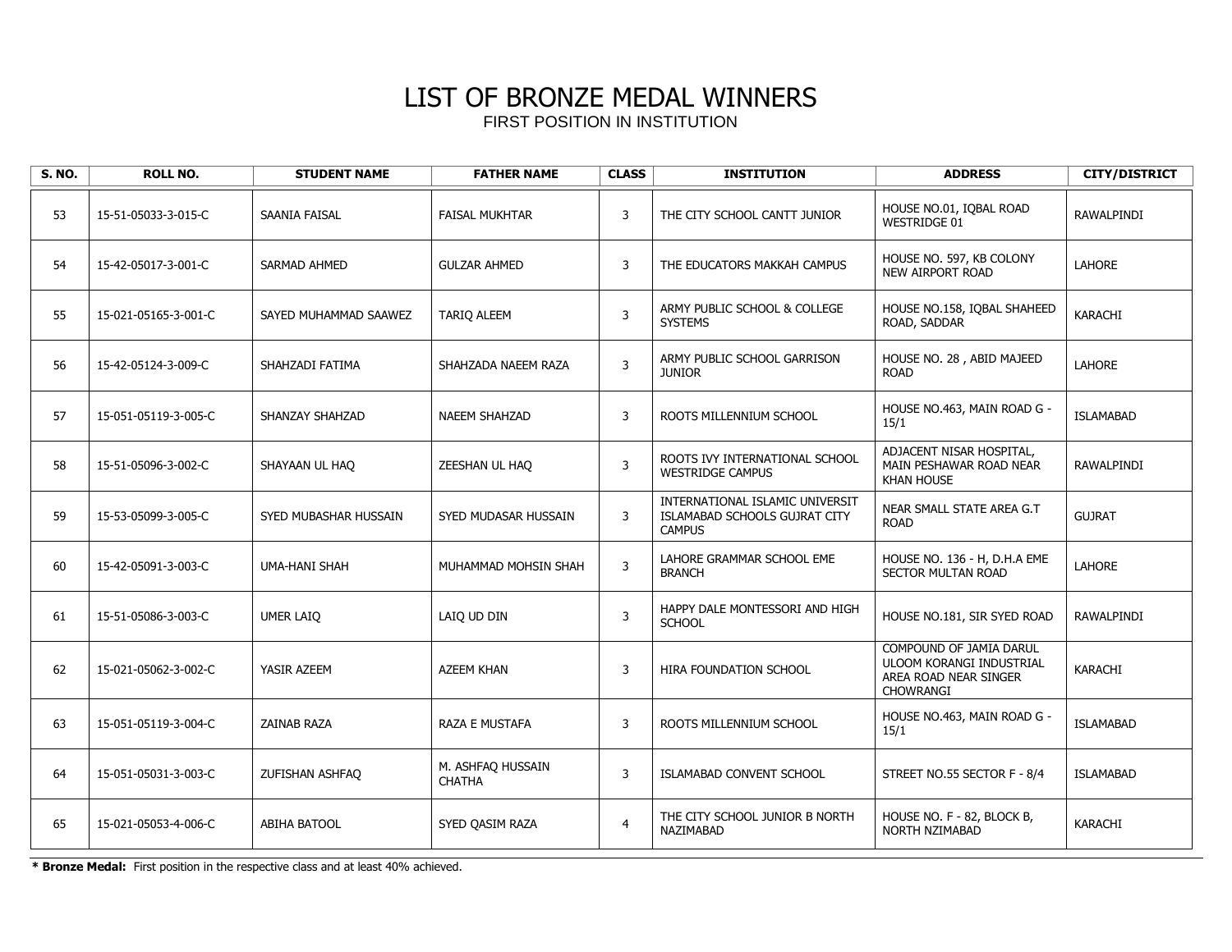# LIST OF BRONZE MEDAL WINNERS

FIRST POSITION IN INSTITUTION

| S. NO. | ROLL NO. | STUDENT NAME | FATHER NAME | CLASS | INSTITUTION | ADDRESS | CITY/DISTRICT |
|---|---|---|---|---|---|---|---|
| 53 | 15-51-05033-3-015-C | SAANIA FAISAL | FAISAL MUKHTAR | 3 | THE CITY SCHOOL CANTT JUNIOR | HOUSE NO.01, IQBAL ROAD WESTRIDGE 01 | RAWALPINDI |
| 54 | 15-42-05017-3-001-C | SARMAD AHMED | GULZAR AHMED | 3 | THE EDUCATORS MAKKAH CAMPUS | HOUSE NO. 597, KB COLONY NEW AIRPORT ROAD | LAHORE |
| 55 | 15-021-05165-3-001-C | SAYED MUHAMMAD SAAWEZ | TARIQ ALEEM | 3 | ARMY PUBLIC SCHOOL & COLLEGE SYSTEMS | HOUSE NO.158, IQBAL SHAHEED ROAD, SADDAR | KARACHI |
| 56 | 15-42-05124-3-009-C | SHAHZADI FATIMA | SHAHZADA NAEEM RAZA | 3 | ARMY PUBLIC SCHOOL GARRISON JUNIOR | HOUSE NO. 28 , ABID MAJEED ROAD | LAHORE |
| 57 | 15-051-05119-3-005-C | SHANZAY SHAHZAD | NAEEM SHAHZAD | 3 | ROOTS MILLENNIUM SCHOOL | HOUSE NO.463, MAIN ROAD G - 15/1 | ISLAMABAD |
| 58 | 15-51-05096-3-002-C | SHAYAAN UL HAQ | ZEESHAN UL HAQ | 3 | ROOTS IVY INTERNATIONAL SCHOOL WESTRIDGE CAMPUS | ADJACENT NISAR HOSPITAL, MAIN PESHAWAR ROAD NEAR KHAN HOUSE | RAWALPINDI |
| 59 | 15-53-05099-3-005-C | SYED MUBASHAR HUSSAIN | SYED MUDASAR HUSSAIN | 3 | INTERNATIONAL ISLAMIC UNIVERSIT ISLAMABAD SCHOOLS GUJRAT CITY CAMPUS | NEAR SMALL STATE AREA G.T ROAD | GUJRAT |
| 60 | 15-42-05091-3-003-C | UMA-HANI SHAH | MUHAMMAD MOHSIN SHAH | 3 | LAHORE GRAMMAR SCHOOL EME BRANCH | HOUSE NO. 136 - H, D.H.A EME SECTOR MULTAN ROAD | LAHORE |
| 61 | 15-51-05086-3-003-C | UMER LAIQ | LAIQ UD DIN | 3 | HAPPY DALE MONTESSORI AND HIGH SCHOOL | HOUSE NO.181, SIR SYED ROAD | RAWALPINDI |
| 62 | 15-021-05062-3-002-C | YASIR AZEEM | AZEEM KHAN | 3 | HIRA FOUNDATION SCHOOL | COMPOUND OF JAMIA DARUL ULOOM KORANGI INDUSTRIAL AREA ROAD NEAR SINGER CHOWRANGI | KARACHI |
| 63 | 15-051-05119-3-004-C | ZAINAB RAZA | RAZA E MUSTAFA | 3 | ROOTS MILLENNIUM SCHOOL | HOUSE NO.463, MAIN ROAD G - 15/1 | ISLAMABAD |
| 64 | 15-051-05031-3-003-C | ZUFISHAN ASHFAQ | M. ASHFAQ HUSSAIN CHATHA | 3 | ISLAMABAD CONVENT SCHOOL | STREET NO.55 SECTOR F - 8/4 | ISLAMABAD |
| 65 | 15-021-05053-4-006-C | ABIHA BATOOL | SYED QASIM RAZA | 4 | THE CITY SCHOOL JUNIOR B NORTH NAZIMABAD | HOUSE NO. F - 82, BLOCK B, NORTH NZIMABAD | KARACHI |

**\* Bronze Medal:** First position in the respective class and at least 40% achieved.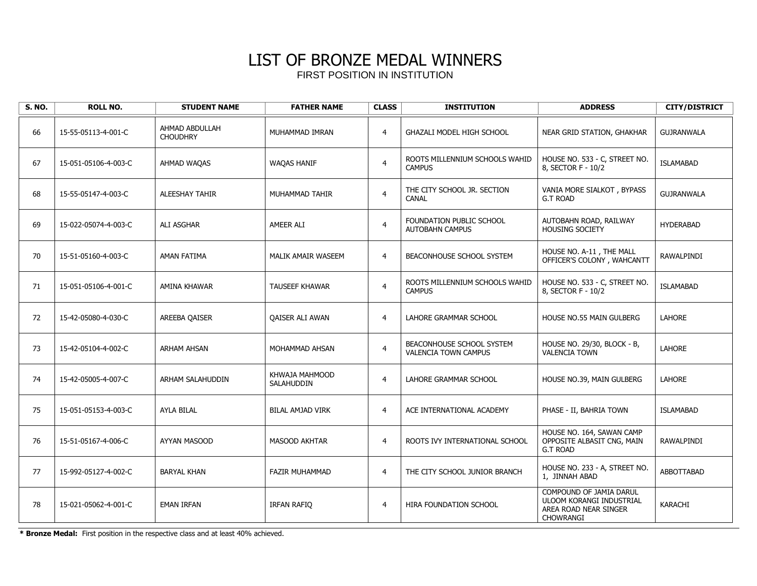# LIST OF BRONZE MEDAL WINNERS

FIRST POSITION IN INSTITUTION

| S. NO. | ROLL NO. | STUDENT NAME | FATHER NAME | CLASS | INSTITUTION | ADDRESS | CITY/DISTRICT |
|---|---|---|---|---|---|---|---|
| 66 | 15-55-05113-4-001-C | AHMAD ABDULLAH CHOUDHRY | MUHAMMAD IMRAN | 4 | GHAZALI MODEL HIGH SCHOOL | NEAR GRID STATION, GHAKHAR | GUJRANWALA |
| 67 | 15-051-05106-4-003-C | AHMAD WAQAS | WAQAS HANIF | 4 | ROOTS MILLENNIUM SCHOOLS WAHID CAMPUS | HOUSE NO. 533 - C, STREET NO. 8, SECTOR F - 10/2 | ISLAMABAD |
| 68 | 15-55-05147-4-003-C | ALEESHAY TAHIR | MUHAMMAD TAHIR | 4 | THE CITY SCHOOL JR. SECTION CANAL | VANIA MORE SIALKOT , BYPASS G.T ROAD | GUJRANWALA |
| 69 | 15-022-05074-4-003-C | ALI ASGHAR | AMEER ALI | 4 | FOUNDATION PUBLIC SCHOOL AUTOBAHN CAMPUS | AUTOBAHN ROAD, RAILWAY HOUSING SOCIETY | HYDERABAD |
| 70 | 15-51-05160-4-003-C | AMAN FATIMA | MALIK AMAIR WASEEM | 4 | BEACONHOUSE SCHOOL SYSTEM | HOUSE NO. A-11 , THE MALL OFFICER'S COLONY , WAHCANTT | RAWALPINDI |
| 71 | 15-051-05106-4-001-C | AMINA KHAWAR | TAUSEEF KHAWAR | 4 | ROOTS MILLENNIUM SCHOOLS WAHID CAMPUS | HOUSE NO. 533 - C, STREET NO. 8, SECTOR F - 10/2 | ISLAMABAD |
| 72 | 15-42-05080-4-030-C | AREEBA QAISER | QAISER ALI AWAN | 4 | LAHORE GRAMMAR SCHOOL | HOUSE NO.55 MAIN GULBERG | LAHORE |
| 73 | 15-42-05104-4-002-C | ARHAM AHSAN | MOHAMMAD AHSAN | 4 | BEACONHOUSE SCHOOL SYSTEM VALENCIA TOWN CAMPUS | HOUSE NO. 29/30, BLOCK - B, VALENCIA TOWN | LAHORE |
| 74 | 15-42-05005-4-007-C | ARHAM SALAHUDDIN | KHWAJA MAHMOOD SALAHUDDIN | 4 | LAHORE GRAMMAR SCHOOL | HOUSE NO.39, MAIN GULBERG | LAHORE |
| 75 | 15-051-05153-4-003-C | AYLA BILAL | BILAL AMJAD VIRK | 4 | ACE INTERNATIONAL ACADEMY | PHASE - II, BAHRIA TOWN | ISLAMABAD |
| 76 | 15-51-05167-4-006-C | AYYAN MASOOD | MASOOD AKHTAR | 4 | ROOTS IVY INTERNATIONAL SCHOOL | HOUSE NO. 164, SAWAN CAMP OPPOSITE ALBASIT CNG, MAIN G.T ROAD | RAWALPINDI |
| 77 | 15-992-05127-4-002-C | BARYAL KHAN | FAZIR MUHAMMAD | 4 | THE CITY SCHOOL JUNIOR BRANCH | HOUSE NO. 233 - A, STREET NO. 1, JINNAH ABAD | ABBOTTABAD |
| 78 | 15-021-05062-4-001-C | EMAN IRFAN | IRFAN RAFIQ | 4 | HIRA FOUNDATION SCHOOL | COMPOUND OF JAMIA DARUL ULOOM KORANGI INDUSTRIAL AREA ROAD NEAR SINGER CHOWRANGI | KARACHI |

**\* Bronze Medal:** First position in the respective class and at least 40% achieved.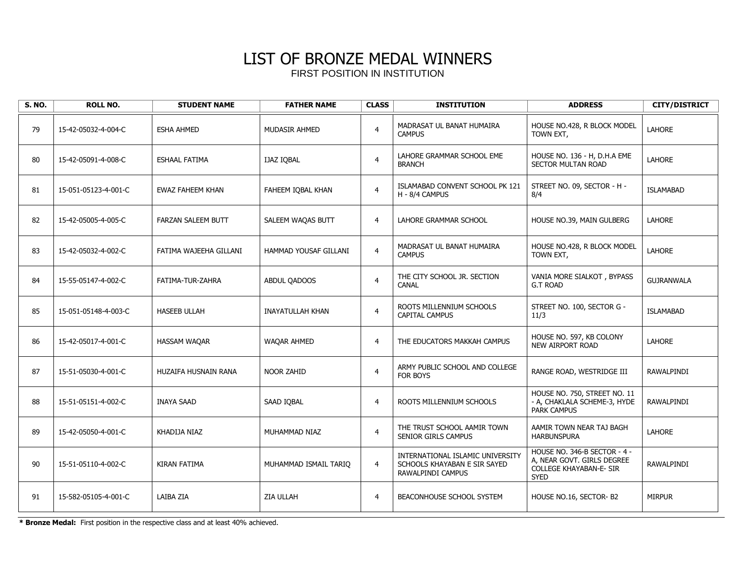# LIST OF BRONZE MEDAL WINNERS

FIRST POSITION IN INSTITUTION

| S. NO. | ROLL NO. | STUDENT NAME | FATHER NAME | CLASS | INSTITUTION | ADDRESS | CITY/DISTRICT |
|---|---|---|---|---|---|---|---|
| 79 | 15-42-05032-4-004-C | ESHA AHMED | MUDASIR AHMED | 4 | MADRASAT UL BANAT HUMAIRA CAMPUS | HOUSE NO.428, R BLOCK MODEL TOWN EXT, | LAHORE |
| 80 | 15-42-05091-4-008-C | ESHAAL FATIMA | IJAZ IQBAL | 4 | LAHORE GRAMMAR SCHOOL EME BRANCH | HOUSE NO. 136 - H, D.H.A EME SECTOR MULTAN ROAD | LAHORE |
| 81 | 15-051-05123-4-001-C | EWAZ FAHEEM KHAN | FAHEEM IQBAL KHAN | 4 | ISLAMABAD CONVENT SCHOOL PK 121 H - 8/4 CAMPUS | STREET NO. 09, SECTOR - H - 8/4 | ISLAMABAD |
| 82 | 15-42-05005-4-005-C | FARZAN SALEEM BUTT | SALEEM WAQAS BUTT | 4 | LAHORE GRAMMAR SCHOOL | HOUSE NO.39, MAIN GULBERG | LAHORE |
| 83 | 15-42-05032-4-002-C | FATIMA WAJEEHA GILLANI | HAMMAD YOUSAF GILLANI | 4 | MADRASAT UL BANAT HUMAIRA CAMPUS | HOUSE NO.428, R BLOCK MODEL TOWN EXT, | LAHORE |
| 84 | 15-55-05147-4-002-C | FATIMA-TUR-ZAHRA | ABDUL QADOOS | 4 | THE CITY SCHOOL JR. SECTION CANAL | VANIA MORE SIALKOT , BYPASS G.T ROAD | GUJRANWALA |
| 85 | 15-051-05148-4-003-C | HASEEB ULLAH | INAYATULLAH KHAN | 4 | ROOTS MILLENNIUM SCHOOLS CAPITAL CAMPUS | STREET NO. 100, SECTOR G - 11/3 | ISLAMABAD |
| 86 | 15-42-05017-4-001-C | HASSAM WAQAR | WAQAR AHMED | 4 | THE EDUCATORS MAKKAH CAMPUS | HOUSE NO. 597, KB COLONY NEW AIRPORT ROAD | LAHORE |
| 87 | 15-51-05030-4-001-C | HUZAIFA HUSNAIN RANA | NOOR ZAHID | 4 | ARMY PUBLIC SCHOOL AND COLLEGE FOR BOYS | RANGE ROAD, WESTRIDGE III | RAWALPINDI |
| 88 | 15-51-05151-4-002-C | INAYA SAAD | SAAD IQBAL | 4 | ROOTS MILLENNIUM SCHOOLS | HOUSE NO. 750, STREET NO. 11 - A, CHAKLALA SCHEME-3, HYDE PARK CAMPUS | RAWALPINDI |
| 89 | 15-42-05050-4-001-C | KHADIJA NIAZ | MUHAMMAD NIAZ | 4 | THE TRUST SCHOOL AAMIR TOWN SENIOR GIRLS CAMPUS | AAMIR TOWN NEAR TAJ BAGH HARBUNSPURA | LAHORE |
| 90 | 15-51-05110-4-002-C | KIRAN FATIMA | MUHAMMAD ISMAIL TARIQ | 4 | INTERNATIONAL ISLAMIC UNIVERSITY SCHOOLS KHAYABAN E SIR SAYED RAWALPINDI CAMPUS | HOUSE NO. 346-B SECTOR - 4 - A, NEAR GOVT. GIRLS DEGREE COLLEGE KHAYABAN-E- SIR SYED | RAWALPINDI |
| 91 | 15-582-05105-4-001-C | LAIBA ZIA | ZIA ULLAH | 4 | BEACONHOUSE SCHOOL SYSTEM | HOUSE NO.16, SECTOR- B2 | MIRPUR |

**\* Bronze Medal:** First position in the respective class and at least 40% achieved.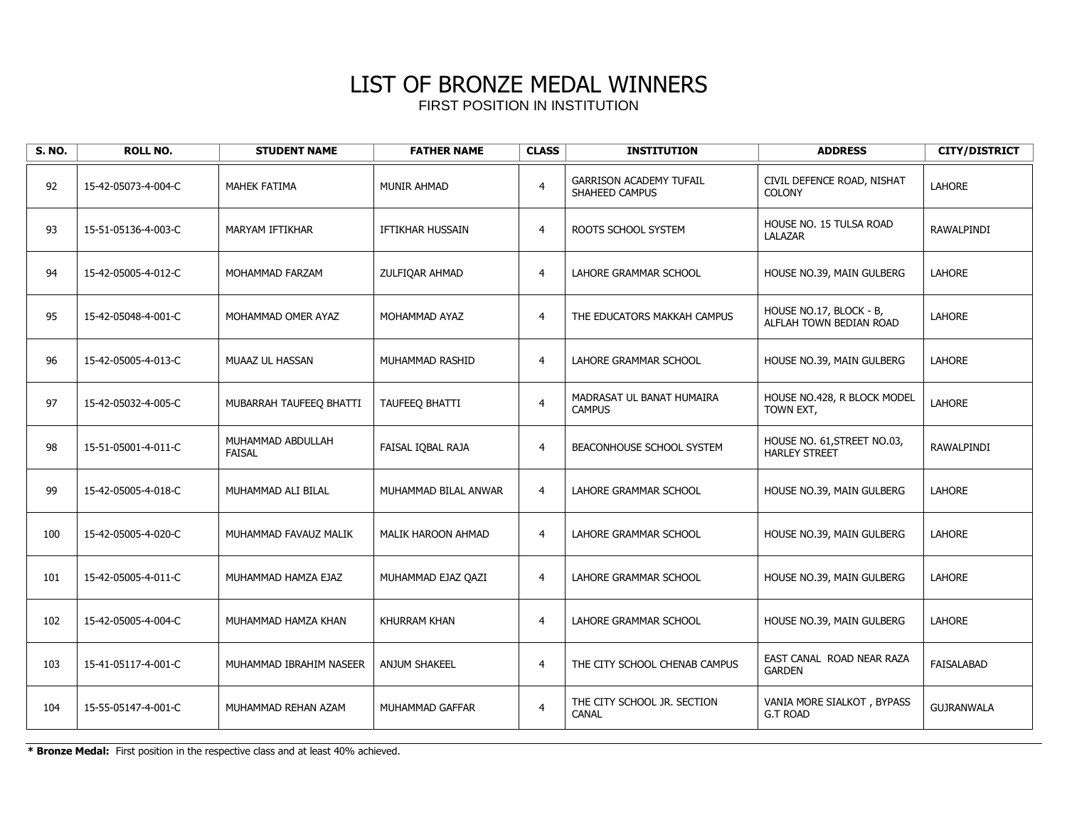# LIST OF BRONZE MEDAL WINNERS

FIRST POSITION IN INSTITUTION

| S. NO. | ROLL NO. | STUDENT NAME | FATHER NAME | CLASS | INSTITUTION | ADDRESS | CITY/DISTRICT |
|---|---|---|---|---|---|---|---|
| 92 | 15-42-05073-4-004-C | MAHEK FATIMA | MUNIR AHMAD | 4 | GARRISON ACADEMY TUFAIL SHAHEED CAMPUS | CIVIL DEFENCE ROAD, NISHAT COLONY | LAHORE |
| 93 | 15-51-05136-4-003-C | MARYAM IFTIKHAR | IFTIKHAR HUSSAIN | 4 | ROOTS SCHOOL SYSTEM | HOUSE NO. 15 TULSA ROAD LALAZAR | RAWALPINDI |
| 94 | 15-42-05005-4-012-C | MOHAMMAD FARZAM | ZULFIQAR AHMAD | 4 | LAHORE GRAMMAR SCHOOL | HOUSE NO.39, MAIN GULBERG | LAHORE |
| 95 | 15-42-05048-4-001-C | MOHAMMAD OMER AYAZ | MOHAMMAD AYAZ | 4 | THE EDUCATORS MAKKAH CAMPUS | HOUSE NO.17, BLOCK - B, ALFLAH TOWN BEDIAN ROAD | LAHORE |
| 96 | 15-42-05005-4-013-C | MUAAZ UL HASSAN | MUHAMMAD RASHID | 4 | LAHORE GRAMMAR SCHOOL | HOUSE NO.39, MAIN GULBERG | LAHORE |
| 97 | 15-42-05032-4-005-C | MUBARRAH TAUFEEQ BHATTI | TAUFEEQ BHATTI | 4 | MADRASAT UL BANAT HUMAIRA CAMPUS | HOUSE NO.428, R BLOCK MODEL TOWN EXT, | LAHORE |
| 98 | 15-51-05001-4-011-C | MUHAMMAD ABDULLAH FAISAL | FAISAL IQBAL RAJA | 4 | BEACONHOUSE SCHOOL SYSTEM | HOUSE NO. 61,STREET NO.03, HARLEY STREET | RAWALPINDI |
| 99 | 15-42-05005-4-018-C | MUHAMMAD ALI BILAL | MUHAMMAD BILAL ANWAR | 4 | LAHORE GRAMMAR SCHOOL | HOUSE NO.39, MAIN GULBERG | LAHORE |
| 100 | 15-42-05005-4-020-C | MUHAMMAD FAVAUZ MALIK | MALIK HAROON AHMAD | 4 | LAHORE GRAMMAR SCHOOL | HOUSE NO.39, MAIN GULBERG | LAHORE |
| 101 | 15-42-05005-4-011-C | MUHAMMAD HAMZA EJAZ | MUHAMMAD EJAZ QAZI | 4 | LAHORE GRAMMAR SCHOOL | HOUSE NO.39, MAIN GULBERG | LAHORE |
| 102 | 15-42-05005-4-004-C | MUHAMMAD HAMZA KHAN | KHURRAM KHAN | 4 | LAHORE GRAMMAR SCHOOL | HOUSE NO.39, MAIN GULBERG | LAHORE |
| 103 | 15-41-05117-4-001-C | MUHAMMAD IBRAHIM NASEER | ANJUM SHAKEEL | 4 | THE CITY SCHOOL CHENAB CAMPUS | EAST CANAL ROAD NEAR RAZA GARDEN | FAISALABAD |
| 104 | 15-55-05147-4-001-C | MUHAMMAD REHAN AZAM | MUHAMMAD GAFFAR | 4 | THE CITY SCHOOL JR. SECTION CANAL | VANIA MORE SIALKOT , BYPASS G.T ROAD | GUJRANWALA |

**\* Bronze Medal:** First position in the respective class and at least 40% achieved.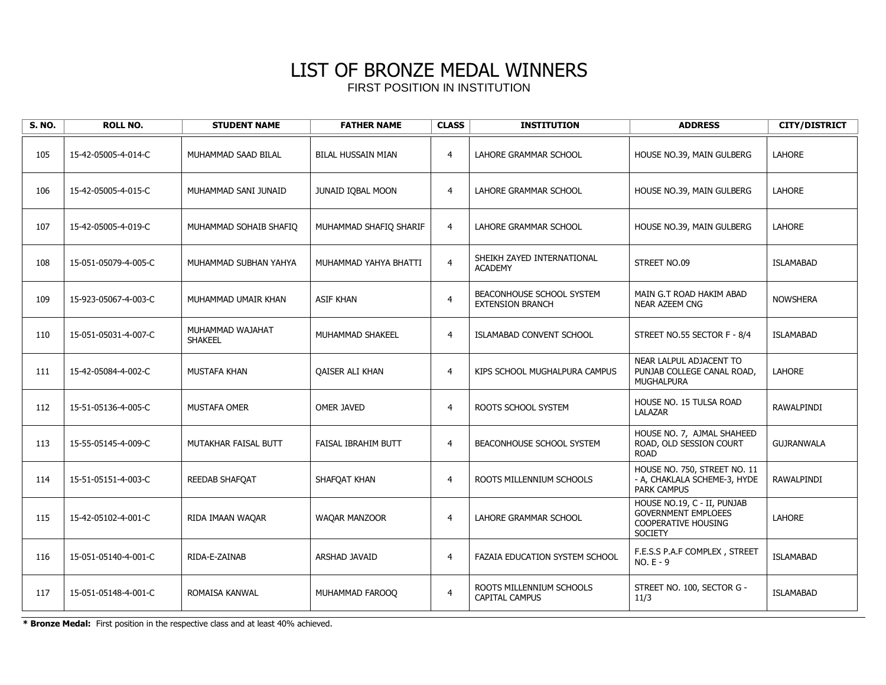# LIST OF BRONZE MEDAL WINNERS

FIRST POSITION IN INSTITUTION

| S. NO. | ROLL NO. | STUDENT NAME | FATHER NAME | CLASS | INSTITUTION | ADDRESS | CITY/DISTRICT |
|---|---|---|---|---|---|---|---|
| 105 | 15-42-05005-4-014-C | MUHAMMAD SAAD BILAL | BILAL HUSSAIN MIAN | 4 | LAHORE GRAMMAR SCHOOL | HOUSE NO.39, MAIN GULBERG | LAHORE |
| 106 | 15-42-05005-4-015-C | MUHAMMAD SANI JUNAID | JUNAID IQBAL MOON | 4 | LAHORE GRAMMAR SCHOOL | HOUSE NO.39, MAIN GULBERG | LAHORE |
| 107 | 15-42-05005-4-019-C | MUHAMMAD SOHAIB SHAFIQ | MUHAMMAD SHAFIQ SHARIF | 4 | LAHORE GRAMMAR SCHOOL | HOUSE NO.39, MAIN GULBERG | LAHORE |
| 108 | 15-051-05079-4-005-C | MUHAMMAD SUBHAN YAHYA | MUHAMMAD YAHYA BHATTI | 4 | SHEIKH ZAYED INTERNATIONAL ACADEMY | STREET NO.09 | ISLAMABAD |
| 109 | 15-923-05067-4-003-C | MUHAMMAD UMAIR KHAN | ASIF KHAN | 4 | BEACONHOUSE SCHOOL SYSTEM EXTENSION BRANCH | MAIN G.T ROAD HAKIM ABAD NEAR AZEEM CNG | NOWSHERA |
| 110 | 15-051-05031-4-007-C | MUHAMMAD WAJAHAT SHAKEEL | MUHAMMAD SHAKEEL | 4 | ISLAMABAD CONVENT SCHOOL | STREET NO.55 SECTOR F - 8/4 | ISLAMABAD |
| 111 | 15-42-05084-4-002-C | MUSTAFA KHAN | QAISER ALI KHAN | 4 | KIPS SCHOOL MUGHALPURA CAMPUS | NEAR LALPUL ADJACENT TO PUNJAB COLLEGE CANAL ROAD, MUGHALPURA | LAHORE |
| 112 | 15-51-05136-4-005-C | MUSTAFA OMER | OMER JAVED | 4 | ROOTS SCHOOL SYSTEM | HOUSE NO. 15 TULSA ROAD LALAZAR | RAWALPINDI |
| 113 | 15-55-05145-4-009-C | MUTAKHAR FAISAL BUTT | FAISAL IBRAHIM BUTT | 4 | BEACONHOUSE SCHOOL SYSTEM | HOUSE NO. 7, AJMAL SHAHEED ROAD, OLD SESSION COURT ROAD | GUJRANWALA |
| 114 | 15-51-05151-4-003-C | REEDAB SHAFQAT | SHAFQAT KHAN | 4 | ROOTS MILLENNIUM SCHOOLS | HOUSE NO. 750, STREET NO. 11 - A, CHAKLALA SCHEME-3, HYDE PARK CAMPUS | RAWALPINDI |
| 115 | 15-42-05102-4-001-C | RIDA IMAAN WAQAR | WAQAR MANZOOR | 4 | LAHORE GRAMMAR SCHOOL | HOUSE NO.19, C - II, PUNJAB GOVERNMENT EMPLOEES COOPERATIVE HOUSING SOCIETY | LAHORE |
| 116 | 15-051-05140-4-001-C | RIDA-E-ZAINAB | ARSHAD JAVAID | 4 | FAZAIA EDUCATION SYSTEM SCHOOL | F.E.S.S P.A.F COMPLEX , STREET NO. E - 9 | ISLAMABAD |
| 117 | 15-051-05148-4-001-C | ROMAISA KANWAL | MUHAMMAD FAROOQ | 4 | ROOTS MILLENNIUM SCHOOLS CAPITAL CAMPUS | STREET NO. 100, SECTOR G - 11/3 | ISLAMABAD |

**\* Bronze Medal:** First position in the respective class and at least 40% achieved.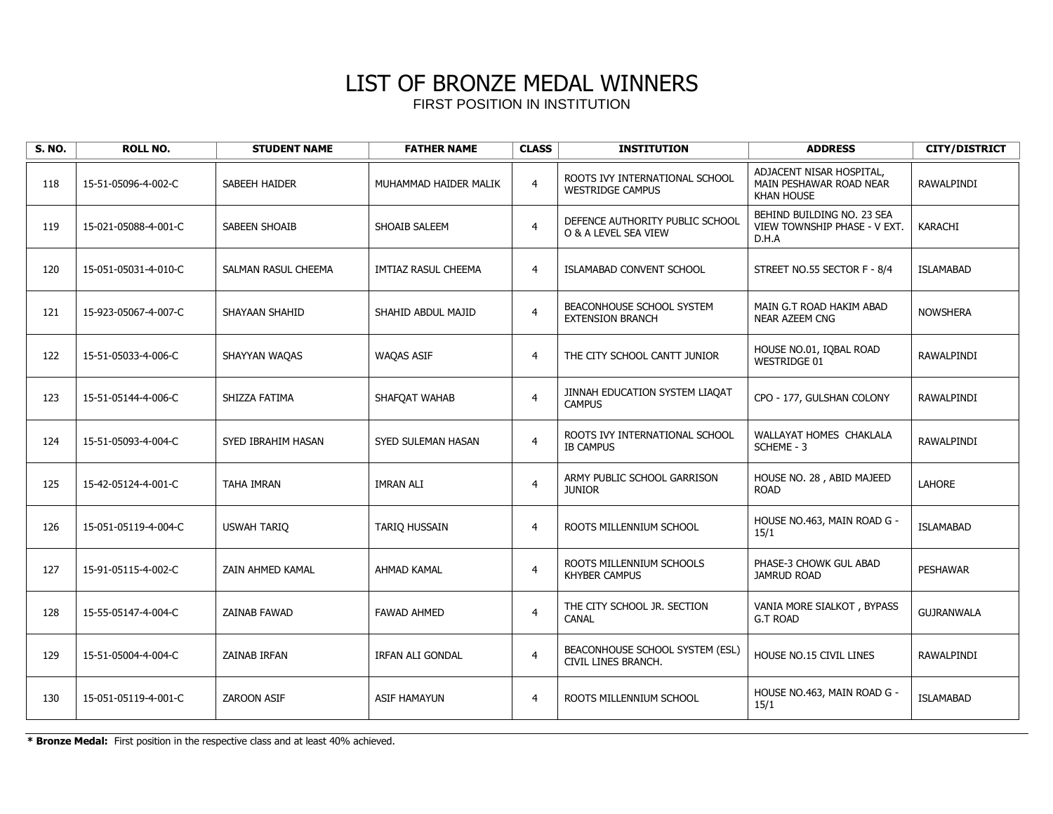# LIST OF BRONZE MEDAL WINNERS

FIRST POSITION IN INSTITUTION

| S. NO. | ROLL NO. | STUDENT NAME | FATHER NAME | CLASS | INSTITUTION | ADDRESS | CITY/DISTRICT |
|---|---|---|---|---|---|---|---|
| 118 | 15-51-05096-4-002-C | SABEEH HAIDER | MUHAMMAD HAIDER MALIK | 4 | ROOTS IVY INTERNATIONAL SCHOOL WESTRIDGE CAMPUS | ADJACENT NISAR HOSPITAL, MAIN PESHAWAR ROAD NEAR KHAN HOUSE | RAWALPINDI |
| 119 | 15-021-05088-4-001-C | SABEEN SHOAIB | SHOAIB SALEEM | 4 | DEFENCE AUTHORITY PUBLIC SCHOOL O & A LEVEL SEA VIEW | BEHIND BUILDING NO. 23 SEA VIEW TOWNSHIP PHASE - V EXT. D.H.A | KARACHI |
| 120 | 15-051-05031-4-010-C | SALMAN RASUL CHEEMA | IMTIAZ RASUL CHEEMA | 4 | ISLAMABAD CONVENT SCHOOL | STREET NO.55 SECTOR F - 8/4 | ISLAMABAD |
| 121 | 15-923-05067-4-007-C | SHAYAAN SHAHID | SHAHID ABDUL MAJID | 4 | BEACONHOUSE SCHOOL SYSTEM EXTENSION BRANCH | MAIN G.T ROAD HAKIM ABAD NEAR AZEEM CNG | NOWSHERA |
| 122 | 15-51-05033-4-006-C | SHAYYAN WAQAS | WAQAS ASIF | 4 | THE CITY SCHOOL CANTT JUNIOR | HOUSE NO.01, IQBAL ROAD WESTRIDGE 01 | RAWALPINDI |
| 123 | 15-51-05144-4-006-C | SHIZZA FATIMA | SHAFQAT WAHAB | 4 | JINNAH EDUCATION SYSTEM LIAQAT CAMPUS | CPO - 177, GULSHAN COLONY | RAWALPINDI |
| 124 | 15-51-05093-4-004-C | SYED IBRAHIM HASAN | SYED SULEMAN HASAN | 4 | ROOTS IVY INTERNATIONAL SCHOOL IB CAMPUS | WALLAYAT HOMES CHAKLALA SCHEME - 3 | RAWALPINDI |
| 125 | 15-42-05124-4-001-C | TAHA IMRAN | IMRAN ALI | 4 | ARMY PUBLIC SCHOOL GARRISON JUNIOR | HOUSE NO. 28 , ABID MAJEED ROAD | LAHORE |
| 126 | 15-051-05119-4-004-C | USWAH TARIQ | TARIQ HUSSAIN | 4 | ROOTS MILLENNIUM SCHOOL | HOUSE NO.463, MAIN ROAD G - 15/1 | ISLAMABAD |
| 127 | 15-91-05115-4-002-C | ZAIN AHMED KAMAL | AHMAD KAMAL | 4 | ROOTS MILLENNIUM SCHOOLS KHYBER CAMPUS | PHASE-3 CHOWK GUL ABAD JAMRUD ROAD | PESHAWAR |
| 128 | 15-55-05147-4-004-C | ZAINAB FAWAD | FAWAD AHMED | 4 | THE CITY SCHOOL JR. SECTION CANAL | VANIA MORE SIALKOT , BYPASS G.T ROAD | GUJRANWALA |
| 129 | 15-51-05004-4-004-C | ZAINAB IRFAN | IRFAN ALI GONDAL | 4 | BEACONHOUSE SCHOOL SYSTEM (ESL) CIVIL LINES BRANCH. | HOUSE NO.15 CIVIL LINES | RAWALPINDI |
| 130 | 15-051-05119-4-001-C | ZAROON ASIF | ASIF HAMAYUN | 4 | ROOTS MILLENNIUM SCHOOL | HOUSE NO.463, MAIN ROAD G - 15/1 | ISLAMABAD |

**\* Bronze Medal:** First position in the respective class and at least 40% achieved.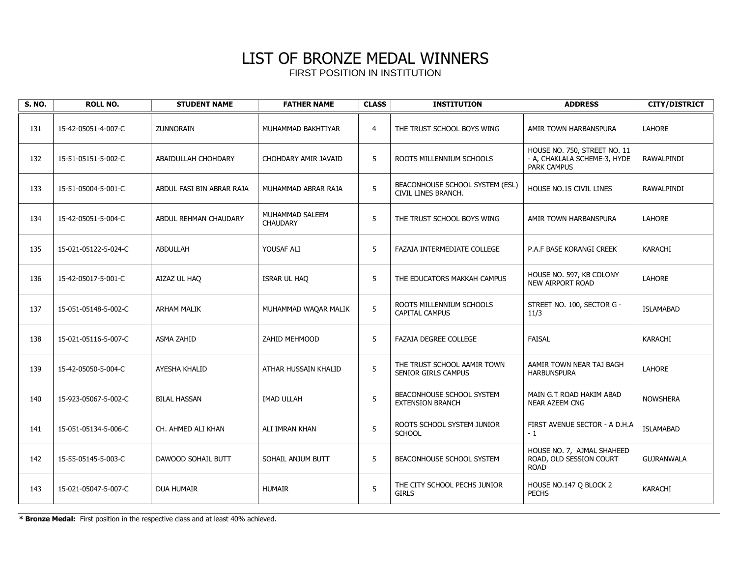# LIST OF BRONZE MEDAL WINNERS

FIRST POSITION IN INSTITUTION

| S. NO. | ROLL NO. | STUDENT NAME | FATHER NAME | CLASS | INSTITUTION | ADDRESS | CITY/DISTRICT |
|---|---|---|---|---|---|---|---|
| 131 | 15-42-05051-4-007-C | ZUNNORAIN | MUHAMMAD BAKHTIYAR | 4 | THE TRUST SCHOOL BOYS WING | AMIR TOWN HARBANSPURA | LAHORE |
| 132 | 15-51-05151-5-002-C | ABAIDULLAH CHOHDARY | CHOHDARY AMIR JAVAID | 5 | ROOTS MILLENNIUM SCHOOLS | HOUSE NO. 750, STREET NO. 11 - A, CHAKLALA SCHEME-3, HYDE PARK CAMPUS | RAWALPINDI |
| 133 | 15-51-05004-5-001-C | ABDUL FASI BIN ABRAR RAJA | MUHAMMAD ABRAR RAJA | 5 | BEACONHOUSE SCHOOL SYSTEM (ESL) CIVIL LINES BRANCH. | HOUSE NO.15 CIVIL LINES | RAWALPINDI |
| 134 | 15-42-05051-5-004-C | ABDUL REHMAN CHAUDARY | MUHAMMAD SALEEM CHAUDARY | 5 | THE TRUST SCHOOL BOYS WING | AMIR TOWN HARBANSPURA | LAHORE |
| 135 | 15-021-05122-5-024-C | ABDULLAH | YOUSAF ALI | 5 | FAZAIA INTERMEDIATE COLLEGE | P.A.F BASE KORANGI CREEK | KARACHI |
| 136 | 15-42-05017-5-001-C | AIZAZ UL HAQ | ISRAR UL HAQ | 5 | THE EDUCATORS MAKKAH CAMPUS | HOUSE NO. 597, KB COLONY NEW AIRPORT ROAD | LAHORE |
| 137 | 15-051-05148-5-002-C | ARHAM MALIK | MUHAMMAD WAQAR MALIK | 5 | ROOTS MILLENNIUM SCHOOLS CAPITAL CAMPUS | STREET NO. 100, SECTOR G - 11/3 | ISLAMABAD |
| 138 | 15-021-05116-5-007-C | ASMA ZAHID | ZAHID MEHMOOD | 5 | FAZAIA DEGREE COLLEGE | FAISAL | KARACHI |
| 139 | 15-42-05050-5-004-C | AYESHA KHALID | ATHAR HUSSAIN KHALID | 5 | THE TRUST SCHOOL AAMIR TOWN SENIOR GIRLS CAMPUS | AAMIR TOWN NEAR TAJ BAGH HARBUNSPURA | LAHORE |
| 140 | 15-923-05067-5-002-C | BILAL HASSAN | IMAD ULLAH | 5 | BEACONHOUSE SCHOOL SYSTEM EXTENSION BRANCH | MAIN G.T ROAD HAKIM ABAD NEAR AZEEM CNG | NOWSHERA |
| 141 | 15-051-05134-5-006-C | CH. AHMED ALI KHAN | ALI IMRAN KHAN | 5 | ROOTS SCHOOL SYSTEM JUNIOR SCHOOL | FIRST AVENUE SECTOR - A D.H.A - 1 | ISLAMABAD |
| 142 | 15-55-05145-5-003-C | DAWOOD SOHAIL BUTT | SOHAIL ANJUM BUTT | 5 | BEACONHOUSE SCHOOL SYSTEM | HOUSE NO. 7, AJMAL SHAHEED ROAD, OLD SESSION COURT ROAD | GUJRANWALA |
| 143 | 15-021-05047-5-007-C | DUA HUMAIR | HUMAIR | 5 | THE CITY SCHOOL PECHS JUNIOR GIRLS | HOUSE NO.147 Q BLOCK 2 PECHS | KARACHI |

**\* Bronze Medal:** First position in the respective class and at least 40% achieved.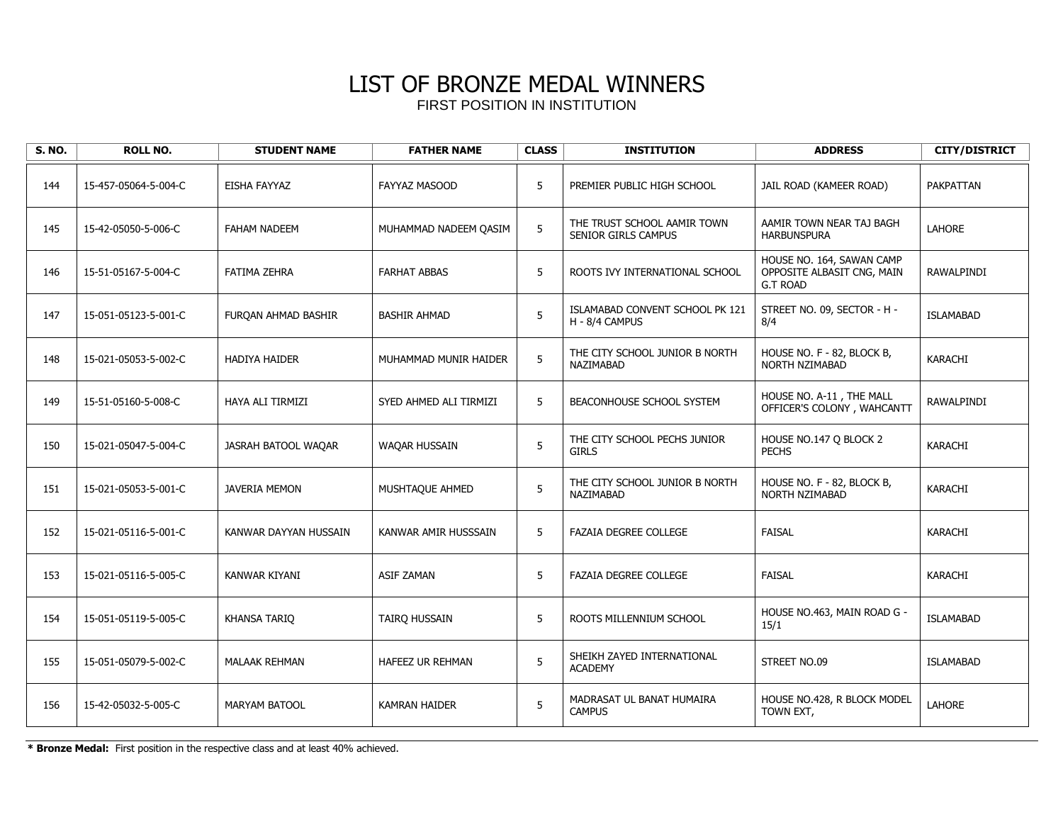# LIST OF BRONZE MEDAL WINNERS

FIRST POSITION IN INSTITUTION

| S. NO. | ROLL NO. | STUDENT NAME | FATHER NAME | CLASS | INSTITUTION | ADDRESS | CITY/DISTRICT |
|---|---|---|---|---|---|---|---|
| 144 | 15-457-05064-5-004-C | EISHA FAYYAZ | FAYYAZ MASOOD | 5 | PREMIER PUBLIC HIGH SCHOOL | JAIL ROAD (KAMEER ROAD) | PAKPATTAN |
| 145 | 15-42-05050-5-006-C | FAHAM NADEEM | MUHAMMAD NADEEM QASIM | 5 | THE TRUST SCHOOL AAMIR TOWN SENIOR GIRLS CAMPUS | AAMIR TOWN NEAR TAJ BAGH HARBUNSPURA | LAHORE |
| 146 | 15-51-05167-5-004-C | FATIMA ZEHRA | FARHAT ABBAS | 5 | ROOTS IVY INTERNATIONAL SCHOOL | HOUSE NO. 164, SAWAN CAMP OPPOSITE ALBASIT CNG, MAIN G.T ROAD | RAWALPINDI |
| 147 | 15-051-05123-5-001-C | FURQAN AHMAD BASHIR | BASHIR AHMAD | 5 | ISLAMABAD CONVENT SCHOOL PK 121 H - 8/4 CAMPUS | STREET NO. 09, SECTOR - H - 8/4 | ISLAMABAD |
| 148 | 15-021-05053-5-002-C | HADIYA HAIDER | MUHAMMAD MUNIR HAIDER | 5 | THE CITY SCHOOL JUNIOR B NORTH NAZIMABAD | HOUSE NO. F - 82, BLOCK B, NORTH NZIMABAD | KARACHI |
| 149 | 15-51-05160-5-008-C | HAYA ALI TIRMIZI | SYED AHMED ALI TIRMIZI | 5 | BEACONHOUSE SCHOOL SYSTEM | HOUSE NO. A-11 , THE MALL OFFICER'S COLONY , WAHCANTT | RAWALPINDI |
| 150 | 15-021-05047-5-004-C | JASRAH BATOOL WAQAR | WAQAR HUSSAIN | 5 | THE CITY SCHOOL PECHS JUNIOR GIRLS | HOUSE NO.147 Q BLOCK 2 PECHS | KARACHI |
| 151 | 15-021-05053-5-001-C | JAVERIA MEMON | MUSHTAQUE AHMED | 5 | THE CITY SCHOOL JUNIOR B NORTH NAZIMABAD | HOUSE NO. F - 82, BLOCK B, NORTH NZIMABAD | KARACHI |
| 152 | 15-021-05116-5-001-C | KANWAR DAYYAN HUSSAIN | KANWAR AMIR HUSSSAIN | 5 | FAZAIA DEGREE COLLEGE | FAISAL | KARACHI |
| 153 | 15-021-05116-5-005-C | KANWAR KIYANI | ASIF ZAMAN | 5 | FAZAIA DEGREE COLLEGE | FAISAL | KARACHI |
| 154 | 15-051-05119-5-005-C | KHANSA TARIQ | TAIRQ HUSSAIN | 5 | ROOTS MILLENNIUM SCHOOL | HOUSE NO.463, MAIN ROAD G - 15/1 | ISLAMABAD |
| 155 | 15-051-05079-5-002-C | MALAAK REHMAN | HAFEEZ UR REHMAN | 5 | SHEIKH ZAYED INTERNATIONAL ACADEMY | STREET NO.09 | ISLAMABAD |
| 156 | 15-42-05032-5-005-C | MARYAM BATOOL | KAMRAN HAIDER | 5 | MADRASAT UL BANAT HUMAIRA CAMPUS | HOUSE NO.428, R BLOCK MODEL TOWN EXT, | LAHORE |

**\* Bronze Medal:** First position in the respective class and at least 40% achieved.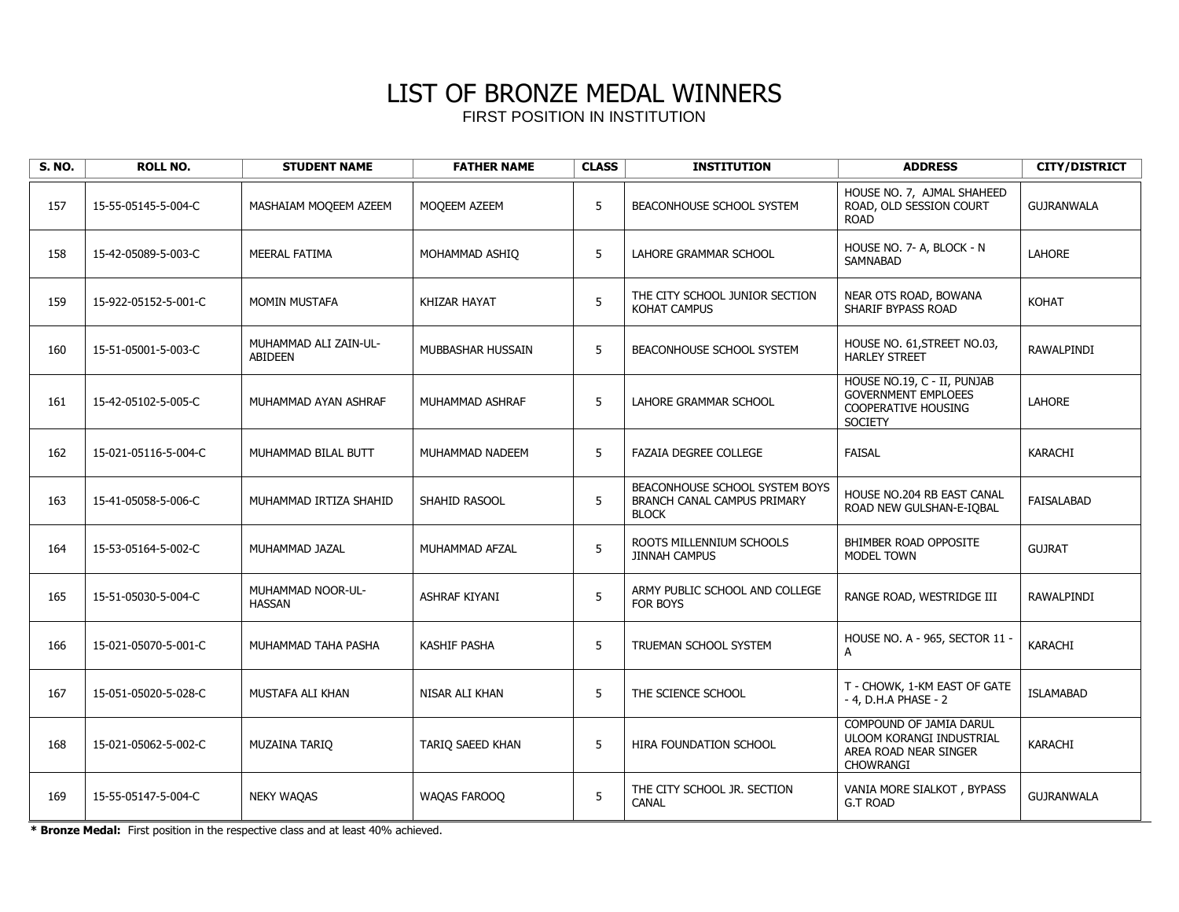# LIST OF BRONZE MEDAL WINNERS

FIRST POSITION IN INSTITUTION

| S. NO. | ROLL NO. | STUDENT NAME | FATHER NAME | CLASS | INSTITUTION | ADDRESS | CITY/DISTRICT |
|---|---|---|---|---|---|---|---|
| 157 | 15-55-05145-5-004-C | MASHAIAM MOQEEM AZEEM | MOQEEM AZEEM | 5 | BEACONHOUSE SCHOOL SYSTEM | HOUSE NO. 7, AJMAL SHAHEED ROAD, OLD SESSION COURT ROAD | GUJRANWALA |
| 158 | 15-42-05089-5-003-C | MEERAL FATIMA | MOHAMMAD ASHIQ | 5 | LAHORE GRAMMAR SCHOOL | HOUSE NO. 7- A, BLOCK - N SAMNABAD | LAHORE |
| 159 | 15-922-05152-5-001-C | MOMIN MUSTAFA | KHIZAR HAYAT | 5 | THE CITY SCHOOL JUNIOR SECTION KOHAT CAMPUS | NEAR OTS ROAD, BOWANA SHARIF BYPASS ROAD | KOHAT |
| 160 | 15-51-05001-5-003-C | MUHAMMAD ALI ZAIN-UL-ABIDEEN | MUBBASHAR HUSSAIN | 5 | BEACONHOUSE SCHOOL SYSTEM | HOUSE NO. 61,STREET NO.03, HARLEY STREET | RAWALPINDI |
| 161 | 15-42-05102-5-005-C | MUHAMMAD AYAN ASHRAF | MUHAMMAD ASHRAF | 5 | LAHORE GRAMMAR SCHOOL | HOUSE NO.19, C - II, PUNJAB GOVERNMENT EMPLOEES COOPERATIVE HOUSING SOCIETY | LAHORE |
| 162 | 15-021-05116-5-004-C | MUHAMMAD BILAL BUTT | MUHAMMAD NADEEM | 5 | FAZAIA DEGREE COLLEGE | FAISAL | KARACHI |
| 163 | 15-41-05058-5-006-C | MUHAMMAD IRTIZA SHAHID | SHAHID RASOOL | 5 | BEACONHOUSE SCHOOL SYSTEM BOYS BRANCH CANAL CAMPUS PRIMARY BLOCK | HOUSE NO.204 RB EAST CANAL ROAD NEW GULSHAN-E-IQBAL | FAISALABAD |
| 164 | 15-53-05164-5-002-C | MUHAMMAD JAZAL | MUHAMMAD AFZAL | 5 | ROOTS MILLENNIUM SCHOOLS JINNAH CAMPUS | BHIMBER ROAD OPPOSITE MODEL TOWN | GUJRAT |
| 165 | 15-51-05030-5-004-C | MUHAMMAD NOOR-UL-HASSAN | ASHRAF KIYANI | 5 | ARMY PUBLIC SCHOOL AND COLLEGE FOR BOYS | RANGE ROAD, WESTRIDGE III | RAWALPINDI |
| 166 | 15-021-05070-5-001-C | MUHAMMAD TAHA PASHA | KASHIF PASHA | 5 | TRUEMAN SCHOOL SYSTEM | HOUSE NO. A - 965, SECTOR 11 - A | KARACHI |
| 167 | 15-051-05020-5-028-C | MUSTAFA ALI KHAN | NISAR ALI KHAN | 5 | THE SCIENCE SCHOOL | T - CHOWK, 1-KM EAST OF GATE - 4, D.H.A PHASE - 2 | ISLAMABAD |
| 168 | 15-021-05062-5-002-C | MUZAINA TARIQ | TARIQ SAEED KHAN | 5 | HIRA FOUNDATION SCHOOL | COMPOUND OF JAMIA DARUL ULOOM KORANGI INDUSTRIAL AREA ROAD NEAR SINGER CHOWRANGI | KARACHI |
| 169 | 15-55-05147-5-004-C | NEKY WAQAS | WAQAS FAROOQ | 5 | THE CITY SCHOOL JR. SECTION CANAL | VANIA MORE SIALKOT , BYPASS G.T ROAD | GUJRANWALA |

**\* Bronze Medal:** First position in the respective class and at least 40% achieved.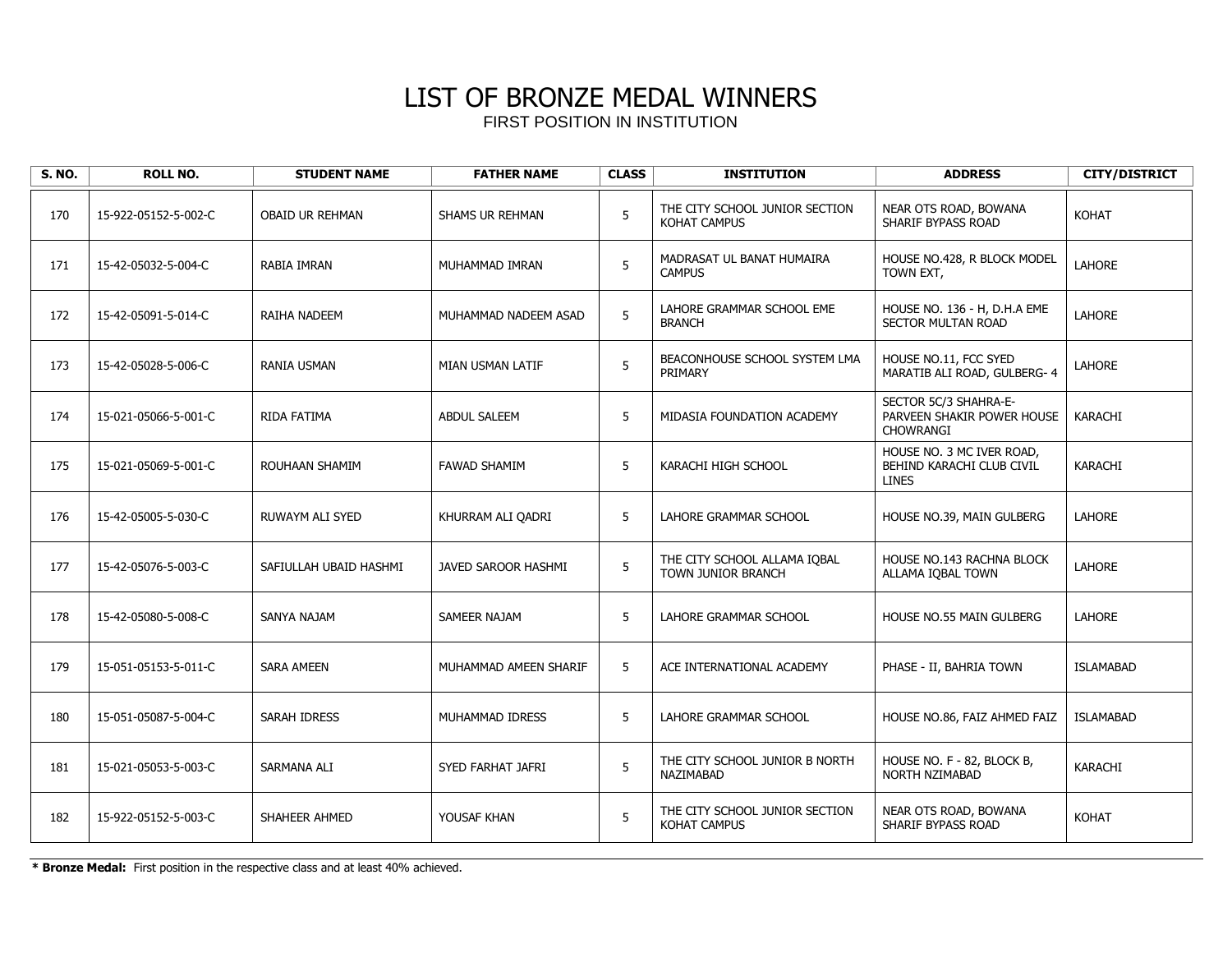# LIST OF BRONZE MEDAL WINNERS

FIRST POSITION IN INSTITUTION

| S. NO. | ROLL NO. | STUDENT NAME | FATHER NAME | CLASS | INSTITUTION | ADDRESS | CITY/DISTRICT |
|---|---|---|---|---|---|---|---|
| 170 | 15-922-05152-5-002-C | OBAID UR REHMAN | SHAMS UR REHMAN | 5 | THE CITY SCHOOL JUNIOR SECTION KOHAT CAMPUS | NEAR OTS ROAD, BOWANA SHARIF BYPASS ROAD | KOHAT |
| 171 | 15-42-05032-5-004-C | RABIA IMRAN | MUHAMMAD IMRAN | 5 | MADRASAT UL BANAT HUMAIRA CAMPUS | HOUSE NO.428, R BLOCK MODEL TOWN EXT, | LAHORE |
| 172 | 15-42-05091-5-014-C | RAIHA NADEEM | MUHAMMAD NADEEM ASAD | 5 | LAHORE GRAMMAR SCHOOL EME BRANCH | HOUSE NO. 136 - H, D.H.A EME SECTOR MULTAN ROAD | LAHORE |
| 173 | 15-42-05028-5-006-C | RANIA USMAN | MIAN USMAN LATIF | 5 | BEACONHOUSE SCHOOL SYSTEM LMA PRIMARY | HOUSE NO.11, FCC SYED MARATIB ALI ROAD, GULBERG- 4 | LAHORE |
| 174 | 15-021-05066-5-001-C | RIDA FATIMA | ABDUL SALEEM | 5 | MIDASIA FOUNDATION ACADEMY | SECTOR 5C/3 SHAHRA-E-PARVEEN SHAKIR POWER HOUSE CHOWRANGI | KARACHI |
| 175 | 15-021-05069-5-001-C | ROUHAAN SHAMIM | FAWAD SHAMIM | 5 | KARACHI HIGH SCHOOL | HOUSE NO. 3 MC IVER ROAD, BEHIND KARACHI CLUB CIVIL LINES | KARACHI |
| 176 | 15-42-05005-5-030-C | RUWAYM ALI SYED | KHURRAM ALI QADRI | 5 | LAHORE GRAMMAR SCHOOL | HOUSE NO.39, MAIN GULBERG | LAHORE |
| 177 | 15-42-05076-5-003-C | SAFIULLAH UBAID HASHMI | JAVED SAROOR HASHMI | 5 | THE CITY SCHOOL ALLAMA IQBAL TOWN JUNIOR BRANCH | HOUSE NO.143 RACHNA BLOCK ALLAMA IQBAL TOWN | LAHORE |
| 178 | 15-42-05080-5-008-C | SANYA NAJAM | SAMEER NAJAM | 5 | LAHORE GRAMMAR SCHOOL | HOUSE NO.55 MAIN GULBERG | LAHORE |
| 179 | 15-051-05153-5-011-C | SARA AMEEN | MUHAMMAD AMEEN SHARIF | 5 | ACE INTERNATIONAL ACADEMY | PHASE - II, BAHRIA TOWN | ISLAMABAD |
| 180 | 15-051-05087-5-004-C | SARAH IDRESS | MUHAMMAD IDRESS | 5 | LAHORE GRAMMAR SCHOOL | HOUSE NO.86, FAIZ AHMED FAIZ | ISLAMABAD |
| 181 | 15-021-05053-5-003-C | SARMANA ALI | SYED FARHAT JAFRI | 5 | THE CITY SCHOOL JUNIOR B NORTH NAZIMABAD | HOUSE NO. F - 82, BLOCK B, NORTH NZIMABAD | KARACHI |
| 182 | 15-922-05152-5-003-C | SHAHEER AHMED | YOUSAF KHAN | 5 | THE CITY SCHOOL JUNIOR SECTION KOHAT CAMPUS | NEAR OTS ROAD, BOWANA SHARIF BYPASS ROAD | KOHAT |

**\* Bronze Medal:** First position in the respective class and at least 40% achieved.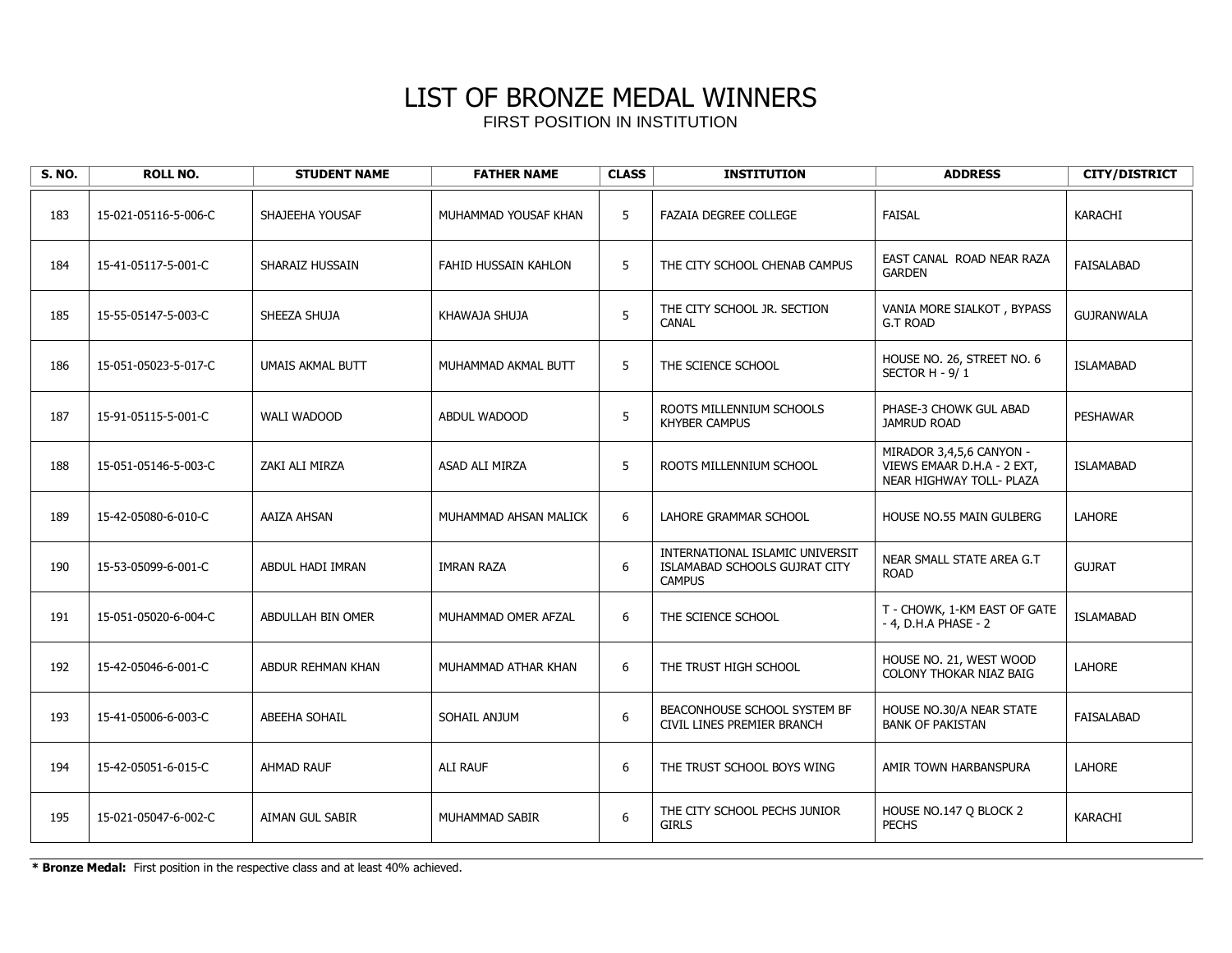# LIST OF BRONZE MEDAL WINNERS

FIRST POSITION IN INSTITUTION

| S. NO. | ROLL NO. | STUDENT NAME | FATHER NAME | CLASS | INSTITUTION | ADDRESS | CITY/DISTRICT |
|---|---|---|---|---|---|---|---|
| 183 | 15-021-05116-5-006-C | SHAJEEHA YOUSAF | MUHAMMAD YOUSAF KHAN | 5 | FAZAIA DEGREE COLLEGE | FAISAL | KARACHI |
| 184 | 15-41-05117-5-001-C | SHARAIZ HUSSAIN | FAHID HUSSAIN KAHLON | 5 | THE CITY SCHOOL CHENAB CAMPUS | EAST CANAL ROAD NEAR RAZA GARDEN | FAISALABAD |
| 185 | 15-55-05147-5-003-C | SHEEZA SHUJA | KHAWAJA SHUJA | 5 | THE CITY SCHOOL JR. SECTION CANAL | VANIA MORE SIALKOT , BYPASS G.T ROAD | GUJRANWALA |
| 186 | 15-051-05023-5-017-C | UMAIS AKMAL BUTT | MUHAMMAD AKMAL BUTT | 5 | THE SCIENCE SCHOOL | HOUSE NO. 26, STREET NO. 6 SECTOR H - 9/ 1 | ISLAMABAD |
| 187 | 15-91-05115-5-001-C | WALI WADOOD | ABDUL WADOOD | 5 | ROOTS MILLENNIUM SCHOOLS KHYBER CAMPUS | PHASE-3 CHOWK GUL ABAD JAMRUD ROAD | PESHAWAR |
| 188 | 15-051-05146-5-003-C | ZAKI ALI MIRZA | ASAD ALI MIRZA | 5 | ROOTS MILLENNIUM SCHOOL | MIRADOR 3,4,5,6 CANYON - VIEWS EMAAR D.H.A - 2 EXT, NEAR HIGHWAY TOLL- PLAZA | ISLAMABAD |
| 189 | 15-42-05080-6-010-C | AAIZA AHSAN | MUHAMMAD AHSAN MALICK | 6 | LAHORE GRAMMAR SCHOOL | HOUSE NO.55 MAIN GULBERG | LAHORE |
| 190 | 15-53-05099-6-001-C | ABDUL HADI IMRAN | IMRAN RAZA | 6 | INTERNATIONAL ISLAMIC UNIVERSIT ISLAMABAD SCHOOLS GUJRAT CITY CAMPUS | NEAR SMALL STATE AREA G.T ROAD | GUJRAT |
| 191 | 15-051-05020-6-004-C | ABDULLAH BIN OMER | MUHAMMAD OMER AFZAL | 6 | THE SCIENCE SCHOOL | T - CHOWK, 1-KM EAST OF GATE - 4, D.H.A PHASE - 2 | ISLAMABAD |
| 192 | 15-42-05046-6-001-C | ABDUR REHMAN KHAN | MUHAMMAD ATHAR KHAN | 6 | THE TRUST HIGH SCHOOL | HOUSE NO. 21, WEST WOOD COLONY THOKAR NIAZ BAIG | LAHORE |
| 193 | 15-41-05006-6-003-C | ABEEHA SOHAIL | SOHAIL ANJUM | 6 | BEACONHOUSE SCHOOL SYSTEM BF CIVIL LINES PREMIER BRANCH | HOUSE NO.30/A NEAR STATE BANK OF PAKISTAN | FAISALABAD |
| 194 | 15-42-05051-6-015-C | AHMAD RAUF | ALI RAUF | 6 | THE TRUST SCHOOL BOYS WING | AMIR TOWN HARBANSPURA | LAHORE |
| 195 | 15-021-05047-6-002-C | AIMAN GUL SABIR | MUHAMMAD SABIR | 6 | THE CITY SCHOOL PECHS JUNIOR GIRLS | HOUSE NO.147 Q BLOCK 2 PECHS | KARACHI |

**\* Bronze Medal:** First position in the respective class and at least 40% achieved.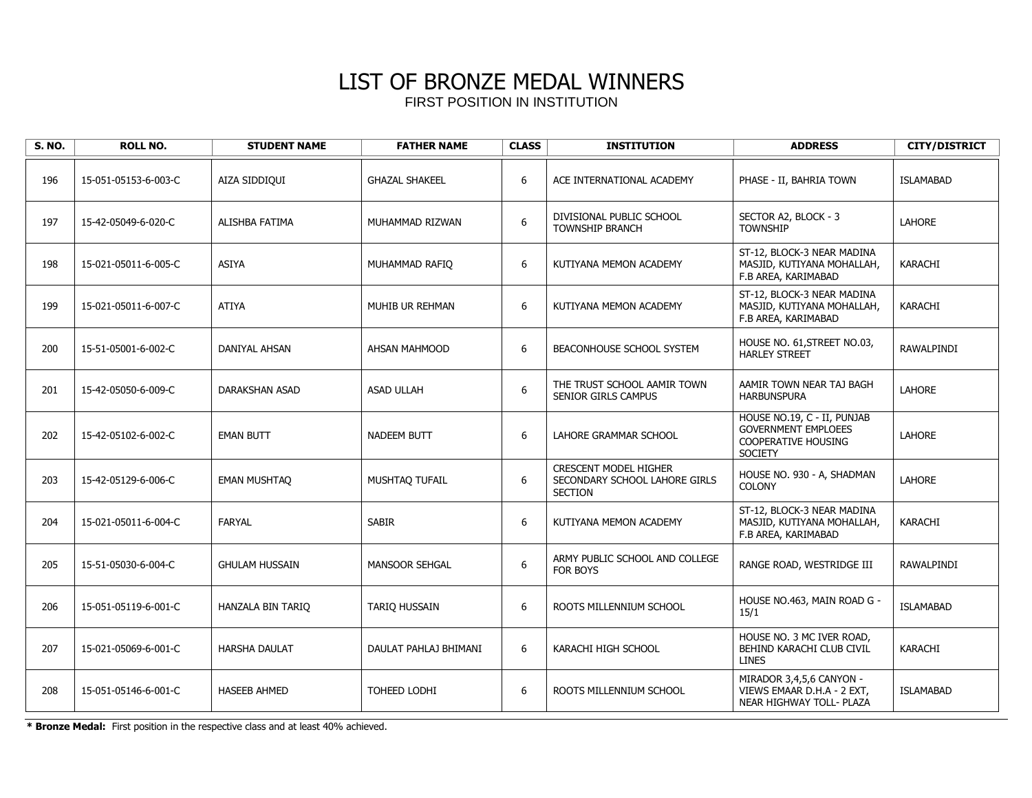# LIST OF BRONZE MEDAL WINNERS

FIRST POSITION IN INSTITUTION

| S. NO. | ROLL NO. | STUDENT NAME | FATHER NAME | CLASS | INSTITUTION | ADDRESS | CITY/DISTRICT |
|---|---|---|---|---|---|---|---|
| 196 | 15-051-05153-6-003-C | AIZA SIDDIQUI | GHAZAL SHAKEEL | 6 | ACE INTERNATIONAL ACADEMY | PHASE - II, BAHRIA TOWN | ISLAMABAD |
| 197 | 15-42-05049-6-020-C | ALISHBA FATIMA | MUHAMMAD RIZWAN | 6 | DIVISIONAL PUBLIC SCHOOL TOWNSHIP BRANCH | SECTOR A2, BLOCK - 3 TOWNSHIP | LAHORE |
| 198 | 15-021-05011-6-005-C | ASIYA | MUHAMMAD RAFIQ | 6 | KUTIYANA MEMON ACADEMY | ST-12, BLOCK-3 NEAR MADINA MASJID, KUTIYANA MOHALLAH, F.B AREA, KARIMABAD | KARACHI |
| 199 | 15-021-05011-6-007-C | ATIYA | MUHIB UR REHMAN | 6 | KUTIYANA MEMON ACADEMY | ST-12, BLOCK-3 NEAR MADINA MASJID, KUTIYANA MOHALLAH, F.B AREA, KARIMABAD | KARACHI |
| 200 | 15-51-05001-6-002-C | DANIYAL AHSAN | AHSAN MAHMOOD | 6 | BEACONHOUSE SCHOOL SYSTEM | HOUSE NO. 61,STREET NO.03, HARLEY STREET | RAWALPINDI |
| 201 | 15-42-05050-6-009-C | DARAKSHAN ASAD | ASAD ULLAH | 6 | THE TRUST SCHOOL AAMIR TOWN SENIOR GIRLS CAMPUS | AAMIR TOWN NEAR TAJ BAGH HARBUNSPURA | LAHORE |
| 202 | 15-42-05102-6-002-C | EMAN BUTT | NADEEM BUTT | 6 | LAHORE GRAMMAR SCHOOL | HOUSE NO.19, C - II, PUNJAB GOVERNMENT EMPLOEES COOPERATIVE HOUSING SOCIETY | LAHORE |
| 203 | 15-42-05129-6-006-C | EMAN MUSHTAQ | MUSHTAQ TUFAIL | 6 | CRESCENT MODEL HIGHER SECONDARY SCHOOL LAHORE GIRLS SECTION | HOUSE NO. 930 - A, SHADMAN COLONY | LAHORE |
| 204 | 15-021-05011-6-004-C | FARYAL | SABIR | 6 | KUTIYANA MEMON ACADEMY | ST-12, BLOCK-3 NEAR MADINA MASJID, KUTIYANA MOHALLAH, F.B AREA, KARIMABAD | KARACHI |
| 205 | 15-51-05030-6-004-C | GHULAM HUSSAIN | MANSOOR SEHGAL | 6 | ARMY PUBLIC SCHOOL AND COLLEGE FOR BOYS | RANGE ROAD, WESTRIDGE III | RAWALPINDI |
| 206 | 15-051-05119-6-001-C | HANZALA BIN TARIQ | TARIQ HUSSAIN | 6 | ROOTS MILLENNIUM SCHOOL | HOUSE NO.463, MAIN ROAD G - 15/1 | ISLAMABAD |
| 207 | 15-021-05069-6-001-C | HARSHA DAULAT | DAULAT PAHLAJ BHIMANI | 6 | KARACHI HIGH SCHOOL | HOUSE NO. 3 MC IVER ROAD, BEHIND KARACHI CLUB CIVIL LINES | KARACHI |
| 208 | 15-051-05146-6-001-C | HASEEB AHMED | TOHEED LODHI | 6 | ROOTS MILLENNIUM SCHOOL | MIRADOR 3,4,5,6 CANYON - VIEWS EMAAR D.H.A - 2 EXT, NEAR HIGHWAY TOLL- PLAZA | ISLAMABAD |

**\* Bronze Medal:** First position in the respective class and at least 40% achieved.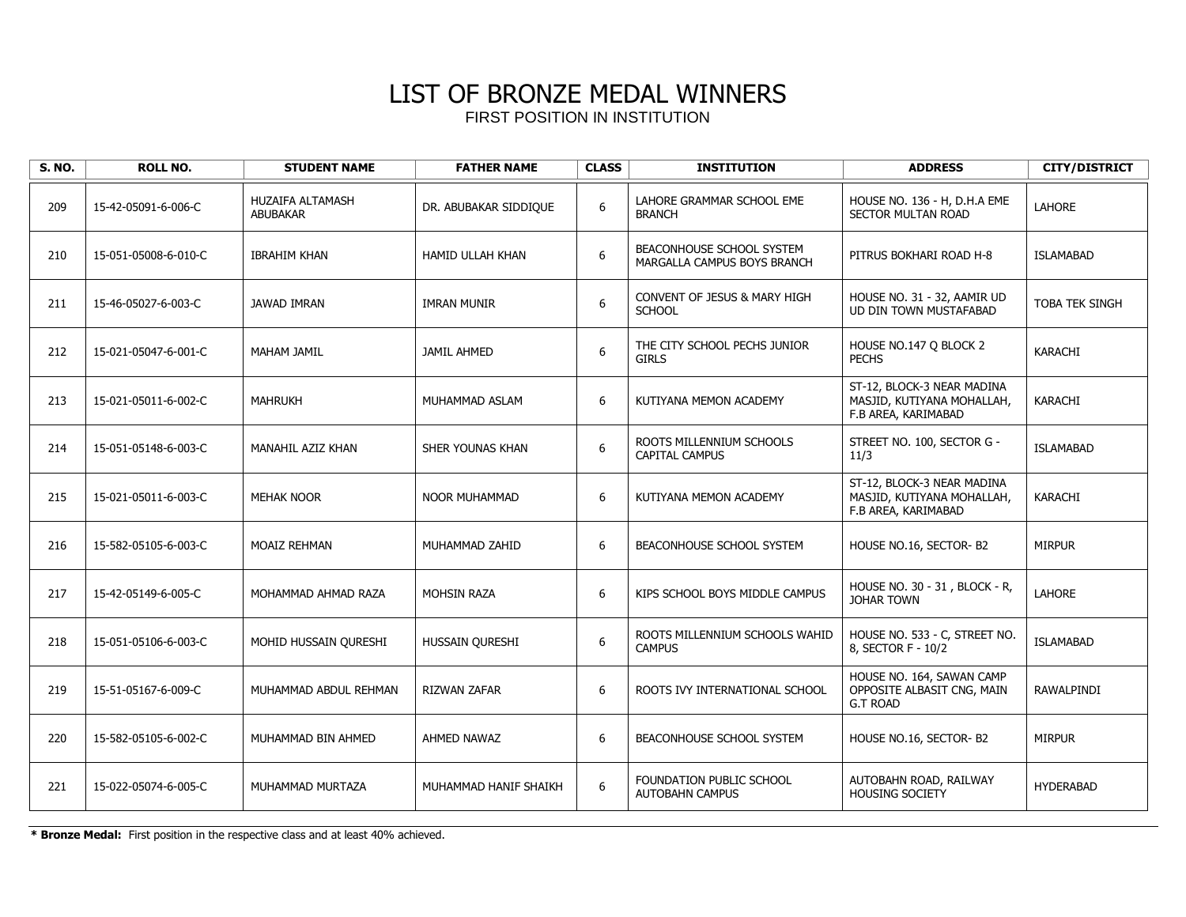# LIST OF BRONZE MEDAL WINNERS

FIRST POSITION IN INSTITUTION

| S. NO. | ROLL NO. | STUDENT NAME | FATHER NAME | CLASS | INSTITUTION | ADDRESS | CITY/DISTRICT |
|---|---|---|---|---|---|---|---|
| 209 | 15-42-05091-6-006-C | HUZAIFA ALTAMASH ABUBAKAR | DR. ABUBAKAR SIDDIQUE | 6 | LAHORE GRAMMAR SCHOOL EME BRANCH | HOUSE NO. 136 - H, D.H.A EME SECTOR MULTAN ROAD | LAHORE |
| 210 | 15-051-05008-6-010-C | IBRAHIM KHAN | HAMID ULLAH KHAN | 6 | BEACONHOUSE SCHOOL SYSTEM MARGALLA CAMPUS BOYS BRANCH | PITRUS BOKHARI ROAD H-8 | ISLAMABAD |
| 211 | 15-46-05027-6-003-C | JAWAD IMRAN | IMRAN MUNIR | 6 | CONVENT OF JESUS & MARY HIGH SCHOOL | HOUSE NO. 31 - 32, AAMIR UD UD DIN TOWN MUSTAFABAD | TOBA TEK SINGH |
| 212 | 15-021-05047-6-001-C | MAHAM JAMIL | JAMIL AHMED | 6 | THE CITY SCHOOL PECHS JUNIOR GIRLS | HOUSE NO.147 Q BLOCK 2 PECHS | KARACHI |
| 213 | 15-021-05011-6-002-C | MAHRUKH | MUHAMMAD ASLAM | 6 | KUTIYANA MEMON ACADEMY | ST-12, BLOCK-3 NEAR MADINA MASJID, KUTIYANA MOHALLAH, F.B AREA, KARIMABAD | KARACHI |
| 214 | 15-051-05148-6-003-C | MANAHIL AZIZ KHAN | SHER YOUNAS KHAN | 6 | ROOTS MILLENNIUM SCHOOLS CAPITAL CAMPUS | STREET NO. 100, SECTOR G - 11/3 | ISLAMABAD |
| 215 | 15-021-05011-6-003-C | MEHAK NOOR | NOOR MUHAMMAD | 6 | KUTIYANA MEMON ACADEMY | ST-12, BLOCK-3 NEAR MADINA MASJID, KUTIYANA MOHALLAH, F.B AREA, KARIMABAD | KARACHI |
| 216 | 15-582-05105-6-003-C | MOAIZ REHMAN | MUHAMMAD ZAHID | 6 | BEACONHOUSE SCHOOL SYSTEM | HOUSE NO.16, SECTOR- B2 | MIRPUR |
| 217 | 15-42-05149-6-005-C | MOHAMMAD AHMAD RAZA | MOHSIN RAZA | 6 | KIPS SCHOOL BOYS MIDDLE CAMPUS | HOUSE NO. 30 - 31 , BLOCK - R, JOHAR TOWN | LAHORE |
| 218 | 15-051-05106-6-003-C | MOHID HUSSAIN QURESHI | HUSSAIN QURESHI | 6 | ROOTS MILLENNIUM SCHOOLS WAHID CAMPUS | HOUSE NO. 533 - C, STREET NO. 8, SECTOR F - 10/2 | ISLAMABAD |
| 219 | 15-51-05167-6-009-C | MUHAMMAD ABDUL REHMAN | RIZWAN ZAFAR | 6 | ROOTS IVY INTERNATIONAL SCHOOL | HOUSE NO. 164, SAWAN CAMP OPPOSITE ALBASIT CNG, MAIN G.T ROAD | RAWALPINDI |
| 220 | 15-582-05105-6-002-C | MUHAMMAD BIN AHMED | AHMED NAWAZ | 6 | BEACONHOUSE SCHOOL SYSTEM | HOUSE NO.16, SECTOR- B2 | MIRPUR |
| 221 | 15-022-05074-6-005-C | MUHAMMAD MURTAZA | MUHAMMAD HANIF SHAIKH | 6 | FOUNDATION PUBLIC SCHOOL AUTOBAHN CAMPUS | AUTOBAHN ROAD, RAILWAY HOUSING SOCIETY | HYDERABAD |

**\* Bronze Medal:** First position in the respective class and at least 40% achieved.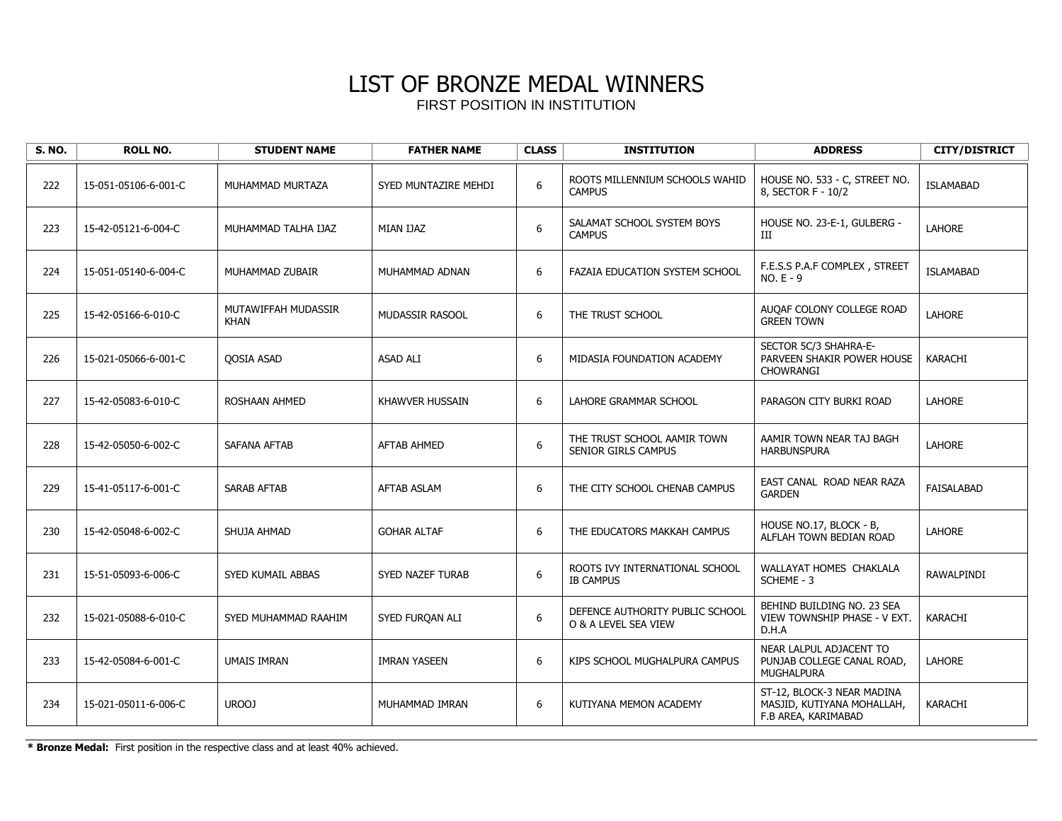# LIST OF BRONZE MEDAL WINNERS

FIRST POSITION IN INSTITUTION

| S. NO. | ROLL NO. | STUDENT NAME | FATHER NAME | CLASS | INSTITUTION | ADDRESS | CITY/DISTRICT |
|---|---|---|---|---|---|---|---|
| 222 | 15-051-05106-6-001-C | MUHAMMAD MURTAZA | SYED MUNTAZIRE MEHDI | 6 | ROOTS MILLENNIUM SCHOOLS WAHID CAMPUS | HOUSE NO. 533 - C, STREET NO. 8, SECTOR F - 10/2 | ISLAMABAD |
| 223 | 15-42-05121-6-004-C | MUHAMMAD TALHA IJAZ | MIAN IJAZ | 6 | SALAMAT SCHOOL SYSTEM BOYS CAMPUS | HOUSE NO. 23-E-1, GULBERG - III | LAHORE |
| 224 | 15-051-05140-6-004-C | MUHAMMAD ZUBAIR | MUHAMMAD ADNAN | 6 | FAZAIA EDUCATION SYSTEM SCHOOL | F.E.S.S P.A.F COMPLEX , STREET NO. E - 9 | ISLAMABAD |
| 225 | 15-42-05166-6-010-C | MUTAWIFFAH MUDASSIR KHAN | MUDASSIR RASOOL | 6 | THE TRUST SCHOOL | AUQAF COLONY COLLEGE ROAD GREEN TOWN | LAHORE |
| 226 | 15-021-05066-6-001-C | QOSIA ASAD | ASAD ALI | 6 | MIDASIA FOUNDATION ACADEMY | SECTOR 5C/3 SHAHRA-E-PARVEEN SHAKIR POWER HOUSE CHOWRANGI | KARACHI |
| 227 | 15-42-05083-6-010-C | ROSHAAN AHMED | KHAWVER HUSSAIN | 6 | LAHORE GRAMMAR SCHOOL | PARAGON CITY BURKI ROAD | LAHORE |
| 228 | 15-42-05050-6-002-C | SAFANA AFTAB | AFTAB AHMED | 6 | THE TRUST SCHOOL AAMIR TOWN SENIOR GIRLS CAMPUS | AAMIR TOWN NEAR TAJ BAGH HARBUNSPURA | LAHORE |
| 229 | 15-41-05117-6-001-C | SARAB AFTAB | AFTAB ASLAM | 6 | THE CITY SCHOOL CHENAB CAMPUS | EAST CANAL ROAD NEAR RAZA GARDEN | FAISALABAD |
| 230 | 15-42-05048-6-002-C | SHUJA AHMAD | GOHAR ALTAF | 6 | THE EDUCATORS MAKKAH CAMPUS | HOUSE NO.17, BLOCK - B, ALFLAH TOWN BEDIAN ROAD | LAHORE |
| 231 | 15-51-05093-6-006-C | SYED KUMAIL ABBAS | SYED NAZEF TURAB | 6 | ROOTS IVY INTERNATIONAL SCHOOL IB CAMPUS | WALLAYAT HOMES CHAKLALA SCHEME - 3 | RAWALPINDI |
| 232 | 15-021-05088-6-010-C | SYED MUHAMMAD RAAHIM | SYED FURQAN ALI | 6 | DEFENCE AUTHORITY PUBLIC SCHOOL O & A LEVEL SEA VIEW | BEHIND BUILDING NO. 23 SEA VIEW TOWNSHIP PHASE - V EXT. D.H.A | KARACHI |
| 233 | 15-42-05084-6-001-C | UMAIS IMRAN | IMRAN YASEEN | 6 | KIPS SCHOOL MUGHALPURA CAMPUS | NEAR LALPUL ADJACENT TO PUNJAB COLLEGE CANAL ROAD, MUGHALPURA | LAHORE |
| 234 | 15-021-05011-6-006-C | UROOJ | MUHAMMAD IMRAN | 6 | KUTIYANA MEMON ACADEMY | ST-12, BLOCK-3 NEAR MADINA MASJID, KUTIYANA MOHALLAH, F.B AREA, KARIMABAD | KARACHI |

**\* Bronze Medal:** First position in the respective class and at least 40% achieved.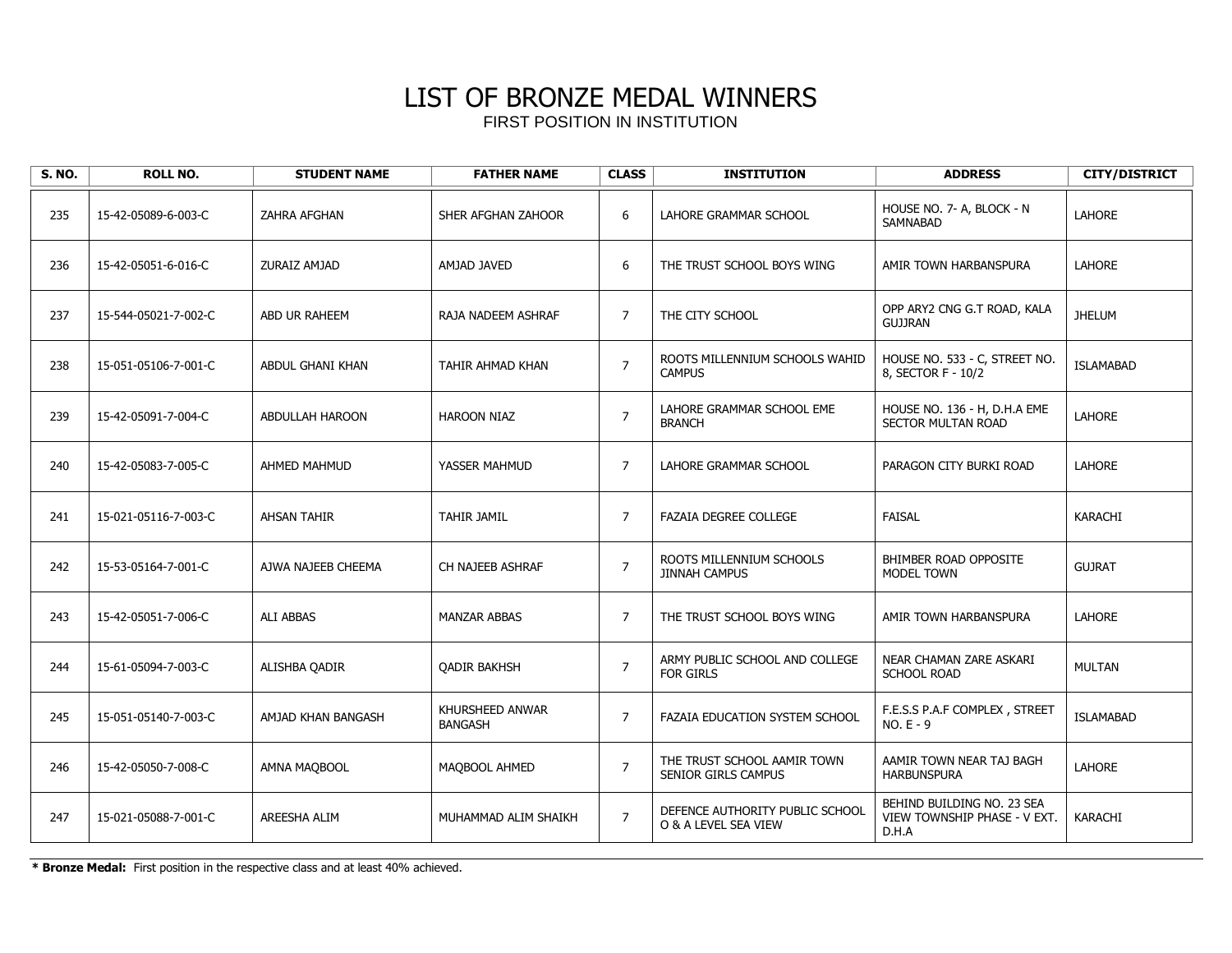# LIST OF BRONZE MEDAL WINNERS

FIRST POSITION IN INSTITUTION

| S. NO. | ROLL NO. | STUDENT NAME | FATHER NAME | CLASS | INSTITUTION | ADDRESS | CITY/DISTRICT |
|---|---|---|---|---|---|---|---|
| 235 | 15-42-05089-6-003-C | ZAHRA AFGHAN | SHER AFGHAN ZAHOOR | 6 | LAHORE GRAMMAR SCHOOL | HOUSE NO. 7- A, BLOCK - N SAMNABAD | LAHORE |
| 236 | 15-42-05051-6-016-C | ZURAIZ AMJAD | AMJAD JAVED | 6 | THE TRUST SCHOOL BOYS WING | AMIR TOWN HARBANSPURA | LAHORE |
| 237 | 15-544-05021-7-002-C | ABD UR RAHEEM | RAJA NADEEM ASHRAF | 7 | THE CITY SCHOOL | OPP ARY2 CNG G.T ROAD, KALA GUJJRAN | JHELUM |
| 238 | 15-051-05106-7-001-C | ABDUL GHANI KHAN | TAHIR AHMAD KHAN | 7 | ROOTS MILLENNIUM SCHOOLS WAHID CAMPUS | HOUSE NO. 533 - C, STREET NO. 8, SECTOR F - 10/2 | ISLAMABAD |
| 239 | 15-42-05091-7-004-C | ABDULLAH HAROON | HAROON NIAZ | 7 | LAHORE GRAMMAR SCHOOL EME BRANCH | HOUSE NO. 136 - H, D.H.A EME SECTOR MULTAN ROAD | LAHORE |
| 240 | 15-42-05083-7-005-C | AHMED MAHMUD | YASSER MAHMUD | 7 | LAHORE GRAMMAR SCHOOL | PARAGON CITY BURKI ROAD | LAHORE |
| 241 | 15-021-05116-7-003-C | AHSAN TAHIR | TAHIR JAMIL | 7 | FAZAIA DEGREE COLLEGE | FAISAL | KARACHI |
| 242 | 15-53-05164-7-001-C | AJWA NAJEEB CHEEMA | CH NAJEEB ASHRAF | 7 | ROOTS MILLENNIUM SCHOOLS JINNAH CAMPUS | BHIMBER ROAD OPPOSITE MODEL TOWN | GUJRAT |
| 243 | 15-42-05051-7-006-C | ALI ABBAS | MANZAR ABBAS | 7 | THE TRUST SCHOOL BOYS WING | AMIR TOWN HARBANSPURA | LAHORE |
| 244 | 15-61-05094-7-003-C | ALISHBA QADIR | QADIR BAKHSH | 7 | ARMY PUBLIC SCHOOL AND COLLEGE FOR GIRLS | NEAR CHAMAN ZARE ASKARI SCHOOL ROAD | MULTAN |
| 245 | 15-051-05140-7-003-C | AMJAD KHAN BANGASH | KHURSHEED ANWAR BANGASH | 7 | FAZAIA EDUCATION SYSTEM SCHOOL | F.E.S.S P.A.F COMPLEX , STREET NO. E - 9 | ISLAMABAD |
| 246 | 15-42-05050-7-008-C | AMNA MAQBOOL | MAQBOOL AHMED | 7 | THE TRUST SCHOOL AAMIR TOWN SENIOR GIRLS CAMPUS | AAMIR TOWN NEAR TAJ BAGH HARBUNSPURA | LAHORE |
| 247 | 15-021-05088-7-001-C | AREESHA ALIM | MUHAMMAD ALIM SHAIKH | 7 | DEFENCE AUTHORITY PUBLIC SCHOOL O & A LEVEL SEA VIEW | BEHIND BUILDING NO. 23 SEA VIEW TOWNSHIP PHASE - V EXT. D.H.A | KARACHI |

**\* Bronze Medal:** First position in the respective class and at least 40% achieved.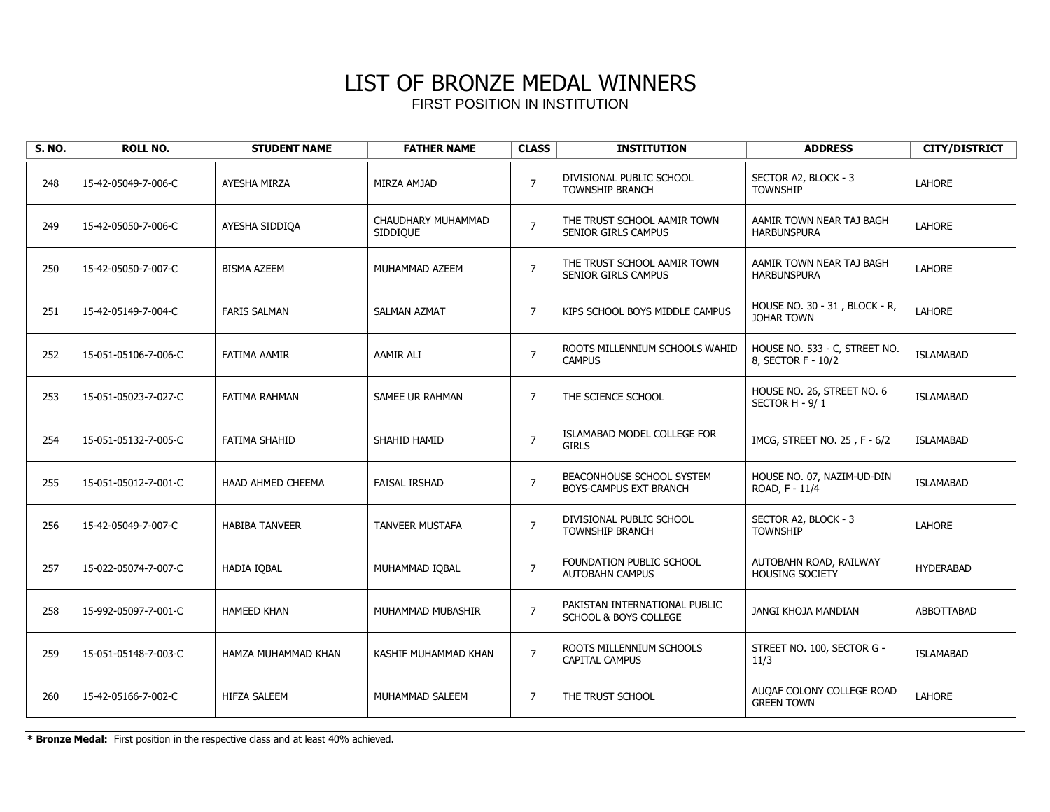# LIST OF BRONZE MEDAL WINNERS

FIRST POSITION IN INSTITUTION

| S. NO. | ROLL NO. | STUDENT NAME | FATHER NAME | CLASS | INSTITUTION | ADDRESS | CITY/DISTRICT |
|---|---|---|---|---|---|---|---|
| 248 | 15-42-05049-7-006-C | AYESHA MIRZA | MIRZA AMJAD | 7 | DIVISIONAL PUBLIC SCHOOL TOWNSHIP BRANCH | SECTOR A2, BLOCK - 3 TOWNSHIP | LAHORE |
| 249 | 15-42-05050-7-006-C | AYESHA SIDDIQA | CHAUDHARY MUHAMMAD SIDDIQUE | 7 | THE TRUST SCHOOL AAMIR TOWN SENIOR GIRLS CAMPUS | AAMIR TOWN NEAR TAJ BAGH HARBUNSPURA | LAHORE |
| 250 | 15-42-05050-7-007-C | BISMA AZEEM | MUHAMMAD AZEEM | 7 | THE TRUST SCHOOL AAMIR TOWN SENIOR GIRLS CAMPUS | AAMIR TOWN NEAR TAJ BAGH HARBUNSPURA | LAHORE |
| 251 | 15-42-05149-7-004-C | FARIS SALMAN | SALMAN AZMAT | 7 | KIPS SCHOOL BOYS MIDDLE CAMPUS | HOUSE NO. 30 - 31 , BLOCK - R, JOHAR TOWN | LAHORE |
| 252 | 15-051-05106-7-006-C | FATIMA AAMIR | AAMIR ALI | 7 | ROOTS MILLENNIUM SCHOOLS WAHID CAMPUS | HOUSE NO. 533 - C, STREET NO. 8, SECTOR F - 10/2 | ISLAMABAD |
| 253 | 15-051-05023-7-027-C | FATIMA RAHMAN | SAMEE UR RAHMAN | 7 | THE SCIENCE SCHOOL | HOUSE NO. 26, STREET NO. 6 SECTOR H - 9/ 1 | ISLAMABAD |
| 254 | 15-051-05132-7-005-C | FATIMA SHAHID | SHAHID HAMID | 7 | ISLAMABAD MODEL COLLEGE FOR GIRLS | IMCG, STREET NO. 25 , F - 6/2 | ISLAMABAD |
| 255 | 15-051-05012-7-001-C | HAAD AHMED CHEEMA | FAISAL IRSHAD | 7 | BEACONHOUSE SCHOOL SYSTEM BOYS-CAMPUS EXT BRANCH | HOUSE NO. 07, NAZIM-UD-DIN ROAD, F - 11/4 | ISLAMABAD |
| 256 | 15-42-05049-7-007-C | HABIBA TANVEER | TANVEER MUSTAFA | 7 | DIVISIONAL PUBLIC SCHOOL TOWNSHIP BRANCH | SECTOR A2, BLOCK - 3 TOWNSHIP | LAHORE |
| 257 | 15-022-05074-7-007-C | HADIA IQBAL | MUHAMMAD IQBAL | 7 | FOUNDATION PUBLIC SCHOOL AUTOBAHN CAMPUS | AUTOBAHN ROAD, RAILWAY HOUSING SOCIETY | HYDERABAD |
| 258 | 15-992-05097-7-001-C | HAMEED KHAN | MUHAMMAD MUBASHIR | 7 | PAKISTAN INTERNATIONAL PUBLIC SCHOOL & BOYS COLLEGE | JANGI KHOJA MANDIAN | ABBOTTABAD |
| 259 | 15-051-05148-7-003-C | HAMZA MUHAMMAD KHAN | KASHIF MUHAMMAD KHAN | 7 | ROOTS MILLENNIUM SCHOOLS CAPITAL CAMPUS | STREET NO. 100, SECTOR G - 11/3 | ISLAMABAD |
| 260 | 15-42-05166-7-002-C | HIFZA SALEEM | MUHAMMAD SALEEM | 7 | THE TRUST SCHOOL | AUQAF COLONY COLLEGE ROAD GREEN TOWN | LAHORE |

**\* Bronze Medal:** First position in the respective class and at least 40% achieved.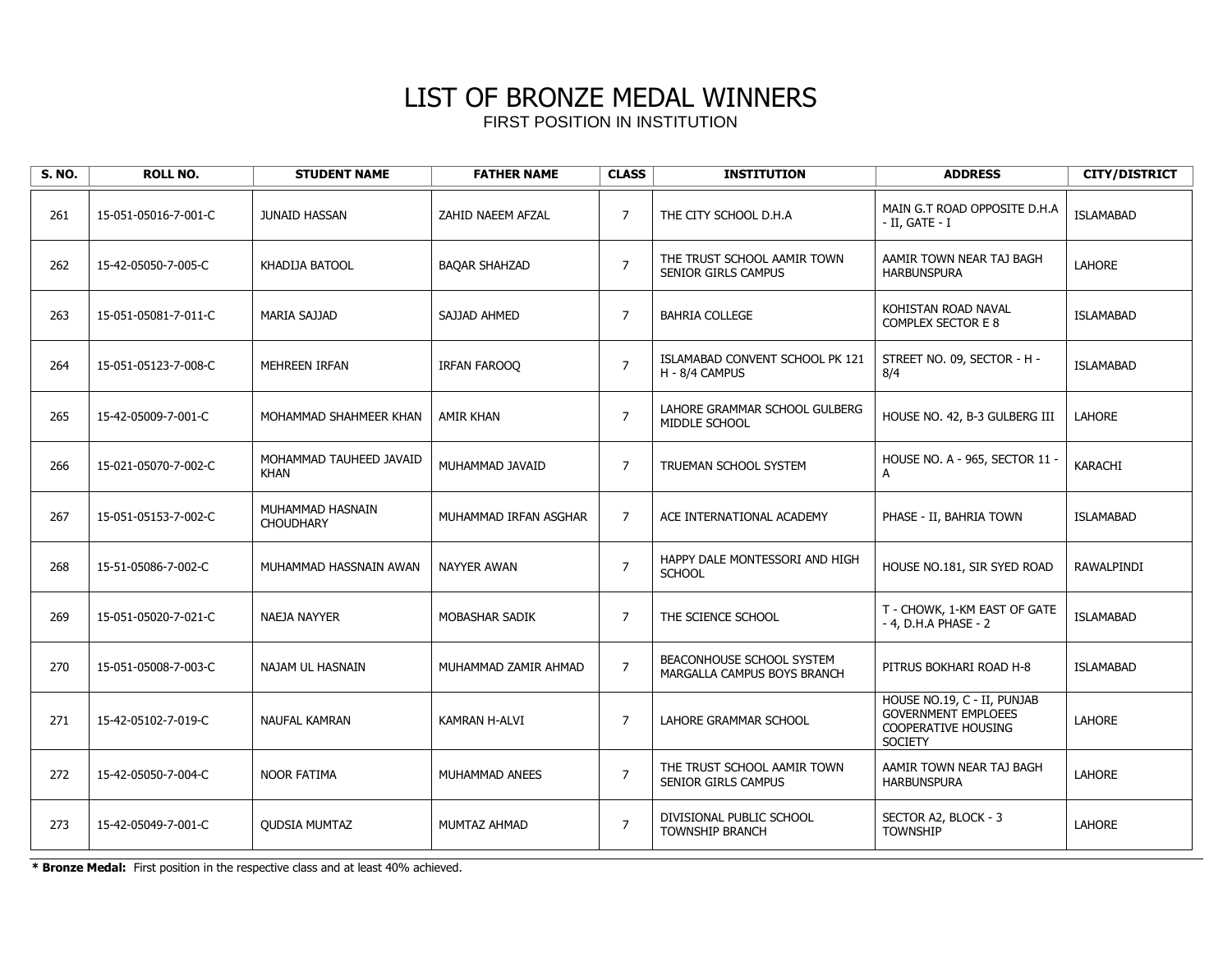# LIST OF BRONZE MEDAL WINNERS

FIRST POSITION IN INSTITUTION

| S. NO. | ROLL NO. | STUDENT NAME | FATHER NAME | CLASS | INSTITUTION | ADDRESS | CITY/DISTRICT |
|---|---|---|---|---|---|---|---|
| 261 | 15-051-05016-7-001-C | JUNAID HASSAN | ZAHID NAEEM AFZAL | 7 | THE CITY SCHOOL D.H.A | MAIN G.T ROAD OPPOSITE D.H.A - II, GATE - I | ISLAMABAD |
| 262 | 15-42-05050-7-005-C | KHADIJA BATOOL | BAQAR SHAHZAD | 7 | THE TRUST SCHOOL AAMIR TOWN SENIOR GIRLS CAMPUS | AAMIR TOWN NEAR TAJ BAGH HARBUNSPURA | LAHORE |
| 263 | 15-051-05081-7-011-C | MARIA SAJJAD | SAJJAD AHMED | 7 | BAHRIA COLLEGE | KOHISTAN ROAD NAVAL COMPLEX SECTOR E 8 | ISLAMABAD |
| 264 | 15-051-05123-7-008-C | MEHREEN IRFAN | IRFAN FAROOQ | 7 | ISLAMABAD CONVENT SCHOOL PK 121 H - 8/4 CAMPUS | STREET NO. 09, SECTOR - H - 8/4 | ISLAMABAD |
| 265 | 15-42-05009-7-001-C | MOHAMMAD SHAHMEER KHAN | AMIR KHAN | 7 | LAHORE GRAMMAR SCHOOL GULBERG MIDDLE SCHOOL | HOUSE NO. 42, B-3 GULBERG III | LAHORE |
| 266 | 15-021-05070-7-002-C | MOHAMMAD TAUHEED JAVAID KHAN | MUHAMMAD JAVAID | 7 | TRUEMAN SCHOOL SYSTEM | HOUSE NO. A - 965, SECTOR 11 - A | KARACHI |
| 267 | 15-051-05153-7-002-C | MUHAMMAD HASNAIN CHOUDHARY | MUHAMMAD IRFAN ASGHAR | 7 | ACE INTERNATIONAL ACADEMY | PHASE - II, BAHRIA TOWN | ISLAMABAD |
| 268 | 15-51-05086-7-002-C | MUHAMMAD HASSNAIN AWAN | NAYYER AWAN | 7 | HAPPY DALE MONTESSORI AND HIGH SCHOOL | HOUSE NO.181, SIR SYED ROAD | RAWALPINDI |
| 269 | 15-051-05020-7-021-C | NAEJA NAYYER | MOBASHAR SADIK | 7 | THE SCIENCE SCHOOL | T - CHOWK, 1-KM EAST OF GATE - 4, D.H.A PHASE - 2 | ISLAMABAD |
| 270 | 15-051-05008-7-003-C | NAJAM UL HASNAIN | MUHAMMAD ZAMIR AHMAD | 7 | BEACONHOUSE SCHOOL SYSTEM MARGALLA CAMPUS BOYS BRANCH | PITRUS BOKHARI ROAD H-8 | ISLAMABAD |
| 271 | 15-42-05102-7-019-C | NAUFAL KAMRAN | KAMRAN H-ALVI | 7 | LAHORE GRAMMAR SCHOOL | HOUSE NO.19, C - II, PUNJAB GOVERNMENT EMPLOEES COOPERATIVE HOUSING SOCIETY | LAHORE |
| 272 | 15-42-05050-7-004-C | NOOR FATIMA | MUHAMMAD ANEES | 7 | THE TRUST SCHOOL AAMIR TOWN SENIOR GIRLS CAMPUS | AAMIR TOWN NEAR TAJ BAGH HARBUNSPURA | LAHORE |
| 273 | 15-42-05049-7-001-C | QUDSIA MUMTAZ | MUMTAZ AHMAD | 7 | DIVISIONAL PUBLIC SCHOOL TOWNSHIP BRANCH | SECTOR A2, BLOCK - 3 TOWNSHIP | LAHORE |

**\* Bronze Medal:** First position in the respective class and at least 40% achieved.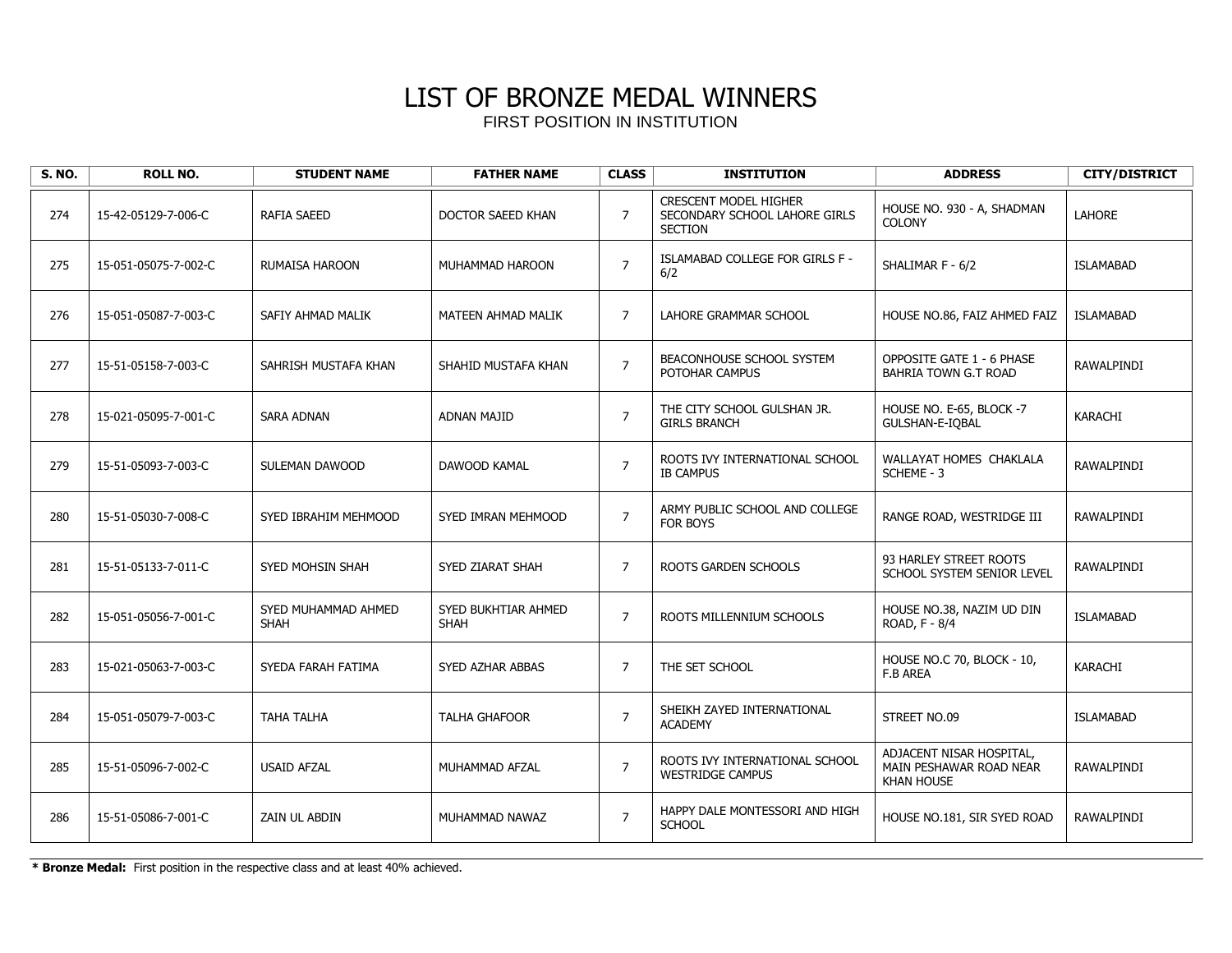# LIST OF BRONZE MEDAL WINNERS

FIRST POSITION IN INSTITUTION

| S. NO. | ROLL NO. | STUDENT NAME | FATHER NAME | CLASS | INSTITUTION | ADDRESS | CITY/DISTRICT |
|---|---|---|---|---|---|---|---|
| 274 | 15-42-05129-7-006-C | RAFIA SAEED | DOCTOR SAEED KHAN | 7 | CRESCENT MODEL HIGHER SECONDARY SCHOOL LAHORE GIRLS SECTION | HOUSE NO. 930 - A, SHADMAN COLONY | LAHORE |
| 275 | 15-051-05075-7-002-C | RUMAISA HAROON | MUHAMMAD HAROON | 7 | ISLAMABAD COLLEGE FOR GIRLS F - 6/2 | SHALIMAR F - 6/2 | ISLAMABAD |
| 276 | 15-051-05087-7-003-C | SAFIY AHMAD MALIK | MATEEN AHMAD MALIK | 7 | LAHORE GRAMMAR SCHOOL | HOUSE NO.86, FAIZ AHMED FAIZ | ISLAMABAD |
| 277 | 15-51-05158-7-003-C | SAHRISH MUSTAFA KHAN | SHAHID MUSTAFA KHAN | 7 | BEACONHOUSE SCHOOL SYSTEM POTOHAR CAMPUS | OPPOSITE GATE 1 - 6 PHASE BAHRIA TOWN G.T ROAD | RAWALPINDI |
| 278 | 15-021-05095-7-001-C | SARA ADNAN | ADNAN MAJID | 7 | THE CITY SCHOOL GULSHAN JR. GIRLS BRANCH | HOUSE NO. E-65, BLOCK -7 GULSHAN-E-IQBAL | KARACHI |
| 279 | 15-51-05093-7-003-C | SULEMAN DAWOOD | DAWOOD KAMAL | 7 | ROOTS IVY INTERNATIONAL SCHOOL IB CAMPUS | WALLAYAT HOMES CHAKLALA SCHEME - 3 | RAWALPINDI |
| 280 | 15-51-05030-7-008-C | SYED IBRAHIM MEHMOOD | SYED IMRAN MEHMOOD | 7 | ARMY PUBLIC SCHOOL AND COLLEGE FOR BOYS | RANGE ROAD, WESTRIDGE III | RAWALPINDI |
| 281 | 15-51-05133-7-011-C | SYED MOHSIN SHAH | SYED ZIARAT SHAH | 7 | ROOTS GARDEN SCHOOLS | 93 HARLEY STREET ROOTS SCHOOL SYSTEM SENIOR LEVEL | RAWALPINDI |
| 282 | 15-051-05056-7-001-C | SYED MUHAMMAD AHMED SHAH | SYED BUKHTIAR AHMED SHAH | 7 | ROOTS MILLENNIUM SCHOOLS | HOUSE NO.38, NAZIM UD DIN ROAD, F - 8/4 | ISLAMABAD |
| 283 | 15-021-05063-7-003-C | SYEDA FARAH FATIMA | SYED AZHAR ABBAS | 7 | THE SET SCHOOL | HOUSE NO.C 70, BLOCK - 10, F.B AREA | KARACHI |
| 284 | 15-051-05079-7-003-C | TAHA TALHA | TALHA GHAFOOR | 7 | SHEIKH ZAYED INTERNATIONAL ACADEMY | STREET NO.09 | ISLAMABAD |
| 285 | 15-51-05096-7-002-C | USAID AFZAL | MUHAMMAD AFZAL | 7 | ROOTS IVY INTERNATIONAL SCHOOL WESTRIDGE CAMPUS | ADJACENT NISAR HOSPITAL, MAIN PESHAWAR ROAD NEAR KHAN HOUSE | RAWALPINDI |
| 286 | 15-51-05086-7-001-C | ZAIN UL ABDIN | MUHAMMAD NAWAZ | 7 | HAPPY DALE MONTESSORI AND HIGH SCHOOL | HOUSE NO.181, SIR SYED ROAD | RAWALPINDI |

**\* Bronze Medal:** First position in the respective class and at least 40% achieved.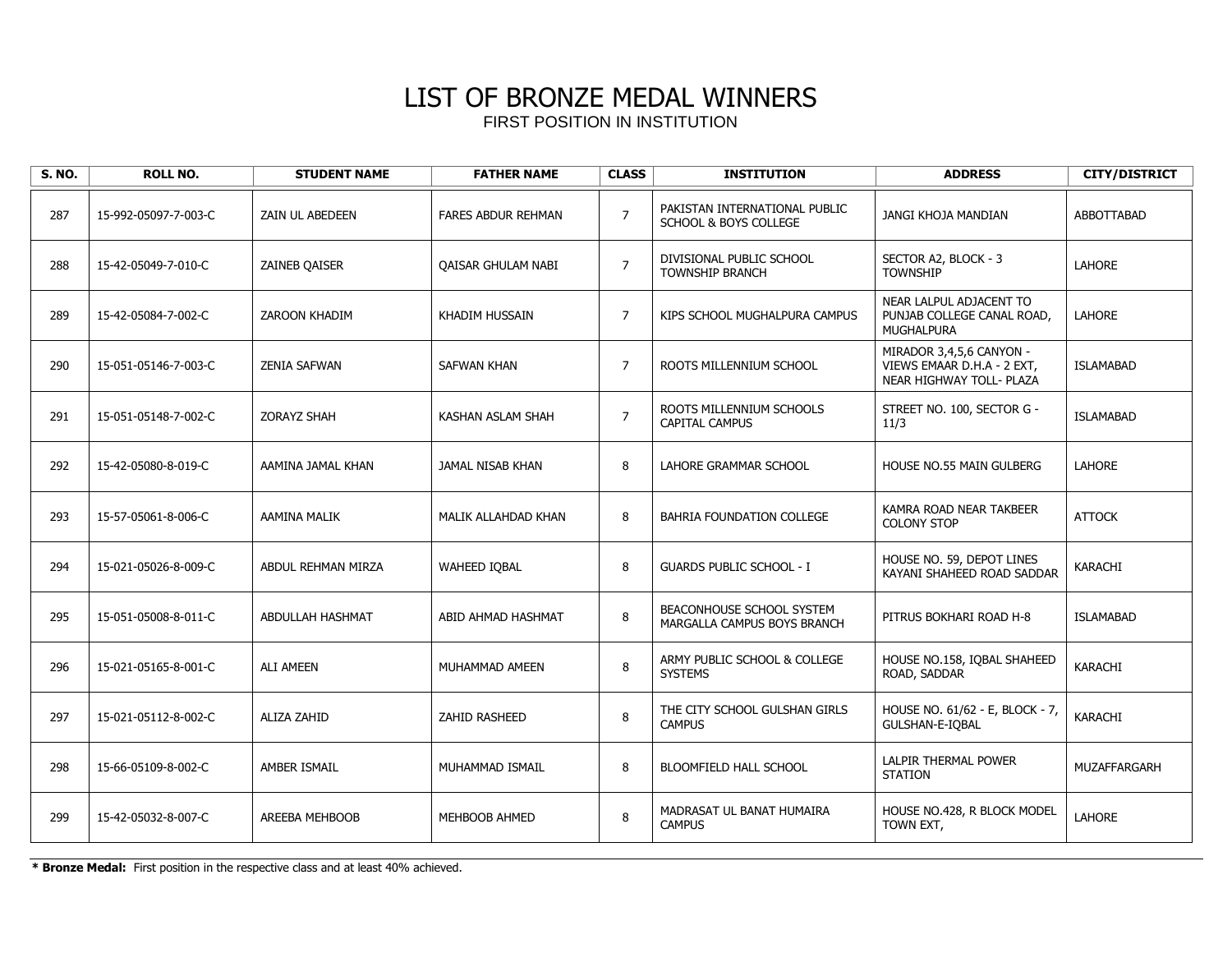# LIST OF BRONZE MEDAL WINNERS

FIRST POSITION IN INSTITUTION

| S. NO. | ROLL NO. | STUDENT NAME | FATHER NAME | CLASS | INSTITUTION | ADDRESS | CITY/DISTRICT |
|---|---|---|---|---|---|---|---|
| 287 | 15-992-05097-7-003-C | ZAIN UL ABEDEEN | FARES ABDUR REHMAN | 7 | PAKISTAN INTERNATIONAL PUBLIC SCHOOL & BOYS COLLEGE | JANGI KHOJA MANDIAN | ABBOTTABAD |
| 288 | 15-42-05049-7-010-C | ZAINEB QAISER | QAISAR GHULAM NABI | 7 | DIVISIONAL PUBLIC SCHOOL TOWNSHIP BRANCH | SECTOR A2, BLOCK - 3 TOWNSHIP | LAHORE |
| 289 | 15-42-05084-7-002-C | ZAROON KHADIM | KHADIM HUSSAIN | 7 | KIPS SCHOOL MUGHALPURA CAMPUS | NEAR LALPUL ADJACENT TO PUNJAB COLLEGE CANAL ROAD, MUGHALPURA | LAHORE |
| 290 | 15-051-05146-7-003-C | ZENIA SAFWAN | SAFWAN KHAN | 7 | ROOTS MILLENNIUM SCHOOL | MIRADOR 3,4,5,6 CANYON - VIEWS EMAAR D.H.A - 2 EXT, NEAR HIGHWAY TOLL- PLAZA | ISLAMABAD |
| 291 | 15-051-05148-7-002-C | ZORAYZ SHAH | KASHAN ASLAM SHAH | 7 | ROOTS MILLENNIUM SCHOOLS CAPITAL CAMPUS | STREET NO. 100, SECTOR G - 11/3 | ISLAMABAD |
| 292 | 15-42-05080-8-019-C | AAMINA JAMAL KHAN | JAMAL NISAB KHAN | 8 | LAHORE GRAMMAR SCHOOL | HOUSE NO.55 MAIN GULBERG | LAHORE |
| 293 | 15-57-05061-8-006-C | AAMINA MALIK | MALIK ALLAHDAD KHAN | 8 | BAHRIA FOUNDATION COLLEGE | KAMRA ROAD NEAR TAKBEER COLONY STOP | ATTOCK |
| 294 | 15-021-05026-8-009-C | ABDUL REHMAN MIRZA | WAHEED IQBAL | 8 | GUARDS PUBLIC SCHOOL - I | HOUSE NO. 59, DEPOT LINES KAYANI SHAHEED ROAD SADDAR | KARACHI |
| 295 | 15-051-05008-8-011-C | ABDULLAH HASHMAT | ABID AHMAD HASHMAT | 8 | BEACONHOUSE SCHOOL SYSTEM MARGALLA CAMPUS BOYS BRANCH | PITRUS BOKHARI ROAD H-8 | ISLAMABAD |
| 296 | 15-021-05165-8-001-C | ALI AMEEN | MUHAMMAD AMEEN | 8 | ARMY PUBLIC SCHOOL & COLLEGE SYSTEMS | HOUSE NO.158, IQBAL SHAHEED ROAD, SADDAR | KARACHI |
| 297 | 15-021-05112-8-002-C | ALIZA ZAHID | ZAHID RASHEED | 8 | THE CITY SCHOOL GULSHAN GIRLS CAMPUS | HOUSE NO. 61/62 - E, BLOCK - 7, GULSHAN-E-IQBAL | KARACHI |
| 298 | 15-66-05109-8-002-C | AMBER ISMAIL | MUHAMMAD ISMAIL | 8 | BLOOMFIELD HALL SCHOOL | LALPIR THERMAL POWER STATION | MUZAFFARGARH |
| 299 | 15-42-05032-8-007-C | AREEBA MEHBOOB | MEHBOOB AHMED | 8 | MADRASAT UL BANAT HUMAIRA CAMPUS | HOUSE NO.428, R BLOCK MODEL TOWN EXT, | LAHORE |

**\* Bronze Medal:** First position in the respective class and at least 40% achieved.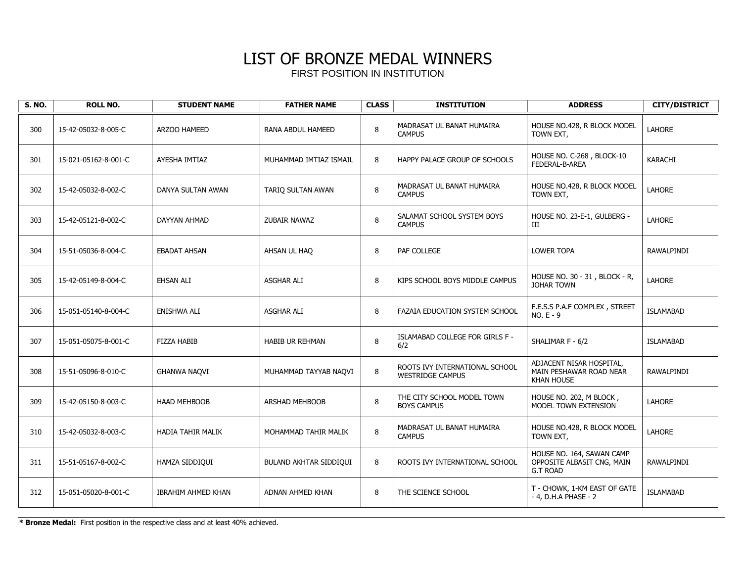# LIST OF BRONZE MEDAL WINNERS

FIRST POSITION IN INSTITUTION

| S. NO. | ROLL NO. | STUDENT NAME | FATHER NAME | CLASS | INSTITUTION | ADDRESS | CITY/DISTRICT |
|---|---|---|---|---|---|---|---|
| 300 | 15-42-05032-8-005-C | ARZOO HAMEED | RANA ABDUL HAMEED | 8 | MADRASAT UL BANAT HUMAIRA CAMPUS | HOUSE NO.428, R BLOCK MODEL TOWN EXT, | LAHORE |
| 301 | 15-021-05162-8-001-C | AYESHA IMTIAZ | MUHAMMAD IMTIAZ ISMAIL | 8 | HAPPY PALACE GROUP OF SCHOOLS | HOUSE NO. C-268 , BLOCK-10 FEDERAL-B-AREA | KARACHI |
| 302 | 15-42-05032-8-002-C | DANYA SULTAN AWAN | TARIQ SULTAN AWAN | 8 | MADRASAT UL BANAT HUMAIRA CAMPUS | HOUSE NO.428, R BLOCK MODEL TOWN EXT, | LAHORE |
| 303 | 15-42-05121-8-002-C | DAYYAN AHMAD | ZUBAIR NAWAZ | 8 | SALAMAT SCHOOL SYSTEM BOYS CAMPUS | HOUSE NO. 23-E-1, GULBERG - III | LAHORE |
| 304 | 15-51-05036-8-004-C | EBADAT AHSAN | AHSAN UL HAQ | 8 | PAF COLLEGE | LOWER TOPA | RAWALPINDI |
| 305 | 15-42-05149-8-004-C | EHSAN ALI | ASGHAR ALI | 8 | KIPS SCHOOL BOYS MIDDLE CAMPUS | HOUSE NO. 30 - 31 , BLOCK - R, JOHAR TOWN | LAHORE |
| 306 | 15-051-05140-8-004-C | ENISHWA ALI | ASGHAR ALI | 8 | FAZAIA EDUCATION SYSTEM SCHOOL | F.E.S.S P.A.F COMPLEX , STREET NO. E - 9 | ISLAMABAD |
| 307 | 15-051-05075-8-001-C | FIZZA HABIB | HABIB UR REHMAN | 8 | ISLAMABAD COLLEGE FOR GIRLS F - 6/2 | SHALIMAR F - 6/2 | ISLAMABAD |
| 308 | 15-51-05096-8-010-C | GHANWA NAQVI | MUHAMMAD TAYYAB NAQVI | 8 | ROOTS IVY INTERNATIONAL SCHOOL WESTRIDGE CAMPUS | ADJACENT NISAR HOSPITAL, MAIN PESHAWAR ROAD NEAR KHAN HOUSE | RAWALPINDI |
| 309 | 15-42-05150-8-003-C | HAAD MEHBOOB | ARSHAD MEHBOOB | 8 | THE CITY SCHOOL MODEL TOWN BOYS CAMPUS | HOUSE NO. 202, M BLOCK , MODEL TOWN EXTENSION | LAHORE |
| 310 | 15-42-05032-8-003-C | HADIA TAHIR MALIK | MOHAMMAD TAHIR MALIK | 8 | MADRASAT UL BANAT HUMAIRA CAMPUS | HOUSE NO.428, R BLOCK MODEL TOWN EXT, | LAHORE |
| 311 | 15-51-05167-8-002-C | HAMZA SIDDIQUI | BULAND AKHTAR SIDDIQUI | 8 | ROOTS IVY INTERNATIONAL SCHOOL | HOUSE NO. 164, SAWAN CAMP OPPOSITE ALBASIT CNG, MAIN G.T ROAD | RAWALPINDI |
| 312 | 15-051-05020-8-001-C | IBRAHIM AHMED KHAN | ADNAN AHMED KHAN | 8 | THE SCIENCE SCHOOL | T - CHOWK, 1-KM EAST OF GATE - 4, D.H.A PHASE - 2 | ISLAMABAD |

**\* Bronze Medal:** First position in the respective class and at least 40% achieved.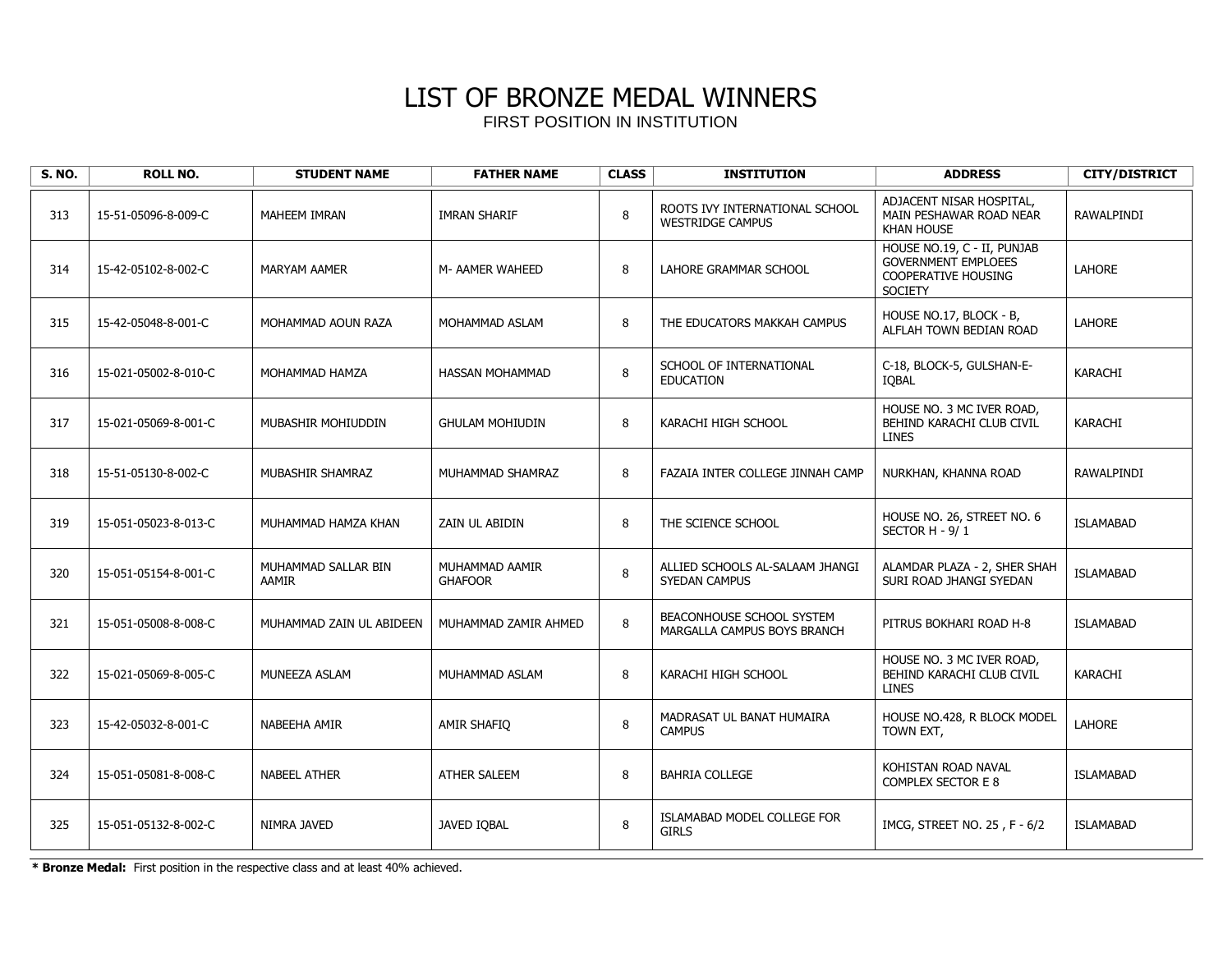# LIST OF BRONZE MEDAL WINNERS

FIRST POSITION IN INSTITUTION

| S. NO. | ROLL NO. | STUDENT NAME | FATHER NAME | CLASS | INSTITUTION | ADDRESS | CITY/DISTRICT |
|---|---|---|---|---|---|---|---|
| 313 | 15-51-05096-8-009-C | MAHEEM IMRAN | IMRAN SHARIF | 8 | ROOTS IVY INTERNATIONAL SCHOOL WESTRIDGE CAMPUS | ADJACENT NISAR HOSPITAL, MAIN PESHAWAR ROAD NEAR KHAN HOUSE | RAWALPINDI |
| 314 | 15-42-05102-8-002-C | MARYAM AAMER | M- AAMER WAHEED | 8 | LAHORE GRAMMAR SCHOOL | HOUSE NO.19, C - II, PUNJAB GOVERNMENT EMPLOEES COOPERATIVE HOUSING SOCIETY | LAHORE |
| 315 | 15-42-05048-8-001-C | MOHAMMAD AOUN RAZA | MOHAMMAD ASLAM | 8 | THE EDUCATORS MAKKAH CAMPUS | HOUSE NO.17, BLOCK - B, ALFLAH TOWN BEDIAN ROAD | LAHORE |
| 316 | 15-021-05002-8-010-C | MOHAMMAD HAMZA | HASSAN MOHAMMAD | 8 | SCHOOL OF INTERNATIONAL EDUCATION | C-18, BLOCK-5, GULSHAN-E-IQBAL | KARACHI |
| 317 | 15-021-05069-8-001-C | MUBASHIR MOHIUDDIN | GHULAM MOHIUDIN | 8 | KARACHI HIGH SCHOOL | HOUSE NO. 3 MC IVER ROAD, BEHIND KARACHI CLUB CIVIL LINES | KARACHI |
| 318 | 15-51-05130-8-002-C | MUBASHIR SHAMRAZ | MUHAMMAD SHAMRAZ | 8 | FAZAIA INTER COLLEGE JINNAH CAMP | NURKHAN, KHANNA ROAD | RAWALPINDI |
| 319 | 15-051-05023-8-013-C | MUHAMMAD HAMZA KHAN | ZAIN UL ABIDIN | 8 | THE SCIENCE SCHOOL | HOUSE NO. 26, STREET NO. 6 SECTOR H - 9/ 1 | ISLAMABAD |
| 320 | 15-051-05154-8-001-C | MUHAMMAD SALLAR BIN AAMIR | MUHAMMAD AAMIR GHAFOOR | 8 | ALLIED SCHOOLS AL-SALAAM JHANGI SYEDAN CAMPUS | ALAMDAR PLAZA - 2, SHER SHAH SURI ROAD JHANGI SYEDAN | ISLAMABAD |
| 321 | 15-051-05008-8-008-C | MUHAMMAD ZAIN UL ABIDEEN | MUHAMMAD ZAMIR AHMED | 8 | BEACONHOUSE SCHOOL SYSTEM MARGALLA CAMPUS BOYS BRANCH | PITRUS BOKHARI ROAD H-8 | ISLAMABAD |
| 322 | 15-021-05069-8-005-C | MUNEEZA ASLAM | MUHAMMAD ASLAM | 8 | KARACHI HIGH SCHOOL | HOUSE NO. 3 MC IVER ROAD, BEHIND KARACHI CLUB CIVIL LINES | KARACHI |
| 323 | 15-42-05032-8-001-C | NABEEHA AMIR | AMIR SHAFIQ | 8 | MADRASAT UL BANAT HUMAIRA CAMPUS | HOUSE NO.428, R BLOCK MODEL TOWN EXT, | LAHORE |
| 324 | 15-051-05081-8-008-C | NABEEL ATHER | ATHER SALEEM | 8 | BAHRIA COLLEGE | KOHISTAN ROAD NAVAL COMPLEX SECTOR E 8 | ISLAMABAD |
| 325 | 15-051-05132-8-002-C | NIMRA JAVED | JAVED IQBAL | 8 | ISLAMABAD MODEL COLLEGE FOR GIRLS | IMCG, STREET NO. 25 , F - 6/2 | ISLAMABAD |

**\* Bronze Medal:** First position in the respective class and at least 40% achieved.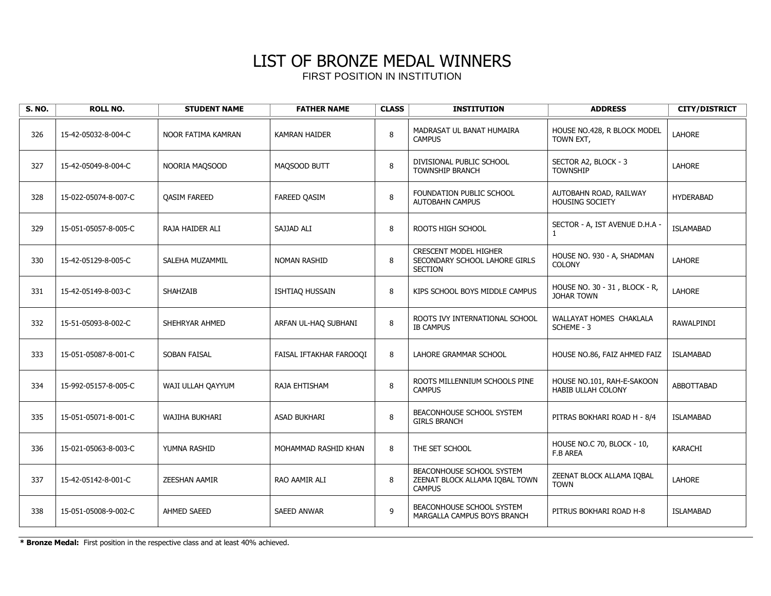# LIST OF BRONZE MEDAL WINNERS

FIRST POSITION IN INSTITUTION

| S. NO. | ROLL NO. | STUDENT NAME | FATHER NAME | CLASS | INSTITUTION | ADDRESS | CITY/DISTRICT |
|---|---|---|---|---|---|---|---|
| 326 | 15-42-05032-8-004-C | NOOR FATIMA KAMRAN | KAMRAN HAIDER | 8 | MADRASAT UL BANAT HUMAIRA CAMPUS | HOUSE NO.428, R BLOCK MODEL TOWN EXT, | LAHORE |
| 327 | 15-42-05049-8-004-C | NOORIA MAQSOOD | MAQSOOD BUTT | 8 | DIVISIONAL PUBLIC SCHOOL TOWNSHIP BRANCH | SECTOR A2, BLOCK - 3 TOWNSHIP | LAHORE |
| 328 | 15-022-05074-8-007-C | QASIM FAREED | FAREED QASIM | 8 | FOUNDATION PUBLIC SCHOOL AUTOBAHN CAMPUS | AUTOBAHN ROAD, RAILWAY HOUSING SOCIETY | HYDERABAD |
| 329 | 15-051-05057-8-005-C | RAJA HAIDER ALI | SAJJAD ALI | 8 | ROOTS HIGH SCHOOL | SECTOR - A, IST AVENUE D.H.A - 1 | ISLAMABAD |
| 330 | 15-42-05129-8-005-C | SALEHA MUZAMMIL | NOMAN RASHID | 8 | CRESCENT MODEL HIGHER SECONDARY SCHOOL LAHORE GIRLS SECTION | HOUSE NO. 930 - A, SHADMAN COLONY | LAHORE |
| 331 | 15-42-05149-8-003-C | SHAHZAIB | ISHTIAQ HUSSAIN | 8 | KIPS SCHOOL BOYS MIDDLE CAMPUS | HOUSE NO. 30 - 31 , BLOCK - R, JOHAR TOWN | LAHORE |
| 332 | 15-51-05093-8-002-C | SHEHRYAR AHMED | ARFAN UL-HAQ SUBHANI | 8 | ROOTS IVY INTERNATIONAL SCHOOL IB CAMPUS | WALLAYAT HOMES CHAKLALA SCHEME - 3 | RAWALPINDI |
| 333 | 15-051-05087-8-001-C | SOBAN FAISAL | FAISAL IFTAKHAR FAROOQI | 8 | LAHORE GRAMMAR SCHOOL | HOUSE NO.86, FAIZ AHMED FAIZ | ISLAMABAD |
| 334 | 15-992-05157-8-005-C | WAJI ULLAH QAYYUM | RAJA EHTISHAM | 8 | ROOTS MILLENNIUM SCHOOLS PINE CAMPUS | HOUSE NO.101, RAH-E-SAKOON HABIB ULLAH COLONY | ABBOTTABAD |
| 335 | 15-051-05071-8-001-C | WAJIHA BUKHARI | ASAD BUKHARI | 8 | BEACONHOUSE SCHOOL SYSTEM GIRLS BRANCH | PITRAS BOKHARI ROAD H - 8/4 | ISLAMABAD |
| 336 | 15-021-05063-8-003-C | YUMNA RASHID | MOHAMMAD RASHID KHAN | 8 | THE SET SCHOOL | HOUSE NO.C 70, BLOCK - 10, F.B AREA | KARACHI |
| 337 | 15-42-05142-8-001-C | ZEESHAN AAMIR | RAO AAMIR ALI | 8 | BEACONHOUSE SCHOOL SYSTEM ZEENAT BLOCK ALLAMA IQBAL TOWN CAMPUS | ZEENAT BLOCK ALLAMA IQBAL TOWN | LAHORE |
| 338 | 15-051-05008-9-002-C | AHMED SAEED | SAEED ANWAR | 9 | BEACONHOUSE SCHOOL SYSTEM MARGALLA CAMPUS BOYS BRANCH | PITRUS BOKHARI ROAD H-8 | ISLAMABAD |

**\* Bronze Medal:** First position in the respective class and at least 40% achieved.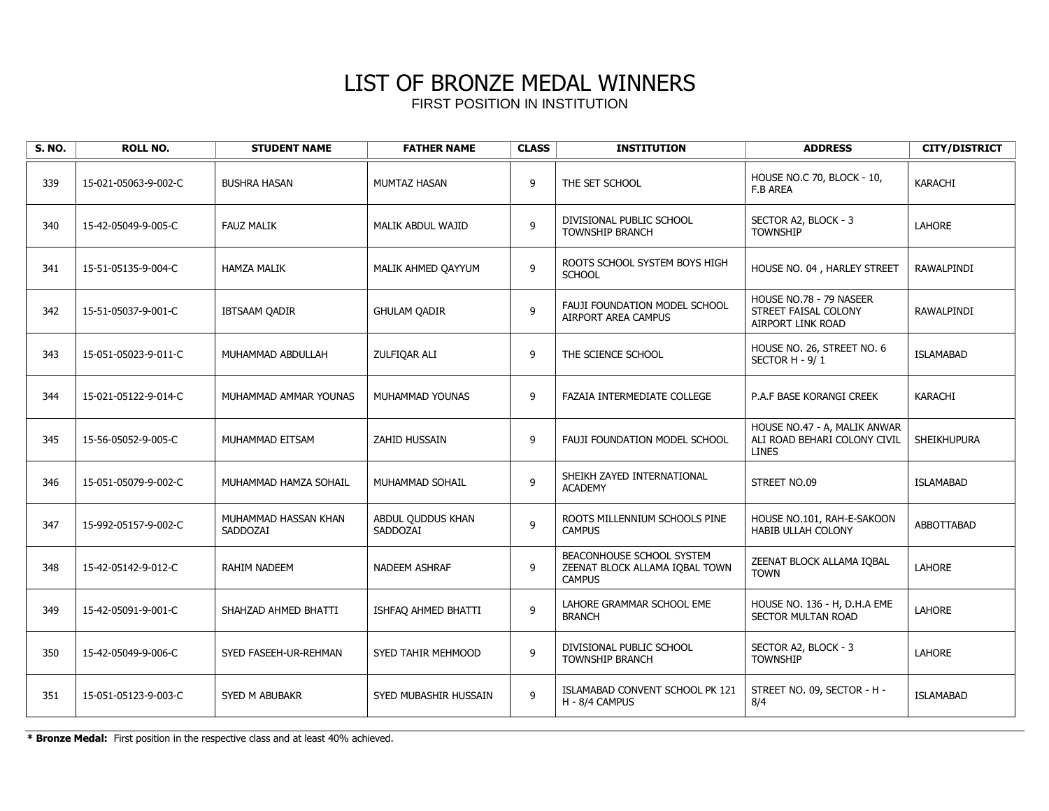# LIST OF BRONZE MEDAL WINNERS

FIRST POSITION IN INSTITUTION

| S. NO. | ROLL NO. | STUDENT NAME | FATHER NAME | CLASS | INSTITUTION | ADDRESS | CITY/DISTRICT |
|---|---|---|---|---|---|---|---|
| 339 | 15-021-05063-9-002-C | BUSHRA HASAN | MUMTAZ HASAN | 9 | THE SET SCHOOL | HOUSE NO.C 70, BLOCK - 10, F.B AREA | KARACHI |
| 340 | 15-42-05049-9-005-C | FAUZ MALIK | MALIK ABDUL WAJID | 9 | DIVISIONAL PUBLIC SCHOOL TOWNSHIP BRANCH | SECTOR A2, BLOCK - 3 TOWNSHIP | LAHORE |
| 341 | 15-51-05135-9-004-C | HAMZA MALIK | MALIK AHMED QAYYUM | 9 | ROOTS SCHOOL SYSTEM BOYS HIGH SCHOOL | HOUSE NO. 04 , HARLEY STREET | RAWALPINDI |
| 342 | 15-51-05037-9-001-C | IBTSAAM QADIR | GHULAM QADIR | 9 | FAUJI FOUNDATION MODEL SCHOOL AIRPORT AREA CAMPUS | HOUSE NO.78 - 79 NASEER STREET FAISAL COLONY AIRPORT LINK ROAD | RAWALPINDI |
| 343 | 15-051-05023-9-011-C | MUHAMMAD ABDULLAH | ZULFIQAR ALI | 9 | THE SCIENCE SCHOOL | HOUSE NO. 26, STREET NO. 6 SECTOR H - 9/ 1 | ISLAMABAD |
| 344 | 15-021-05122-9-014-C | MUHAMMAD AMMAR YOUNAS | MUHAMMAD YOUNAS | 9 | FAZAIA INTERMEDIATE COLLEGE | P.A.F BASE KORANGI CREEK | KARACHI |
| 345 | 15-56-05052-9-005-C | MUHAMMAD EITSAM | ZAHID HUSSAIN | 9 | FAUJI FOUNDATION MODEL SCHOOL | HOUSE NO.47 - A, MALIK ANWAR ALI ROAD BEHARI COLONY CIVIL LINES | SHEIKHUPURA |
| 346 | 15-051-05079-9-002-C | MUHAMMAD HAMZA SOHAIL | MUHAMMAD SOHAIL | 9 | SHEIKH ZAYED INTERNATIONAL ACADEMY | STREET NO.09 | ISLAMABAD |
| 347 | 15-992-05157-9-002-C | MUHAMMAD HASSAN KHAN SADDOZAI | ABDUL QUDDUS KHAN SADDOZAI | 9 | ROOTS MILLENNIUM SCHOOLS PINE CAMPUS | HOUSE NO.101, RAH-E-SAKOON HABIB ULLAH COLONY | ABBOTTABAD |
| 348 | 15-42-05142-9-012-C | RAHIM NADEEM | NADEEM ASHRAF | 9 | BEACONHOUSE SCHOOL SYSTEM ZEENAT BLOCK ALLAMA IQBAL TOWN CAMPUS | ZEENAT BLOCK ALLAMA IQBAL TOWN | LAHORE |
| 349 | 15-42-05091-9-001-C | SHAHZAD AHMED BHATTI | ISHFAQ AHMED BHATTI | 9 | LAHORE GRAMMAR SCHOOL EME BRANCH | HOUSE NO. 136 - H, D.H.A EME SECTOR MULTAN ROAD | LAHORE |
| 350 | 15-42-05049-9-006-C | SYED FASEEH-UR-REHMAN | SYED TAHIR MEHMOOD | 9 | DIVISIONAL PUBLIC SCHOOL TOWNSHIP BRANCH | SECTOR A2, BLOCK - 3 TOWNSHIP | LAHORE |
| 351 | 15-051-05123-9-003-C | SYED M ABUBAKR | SYED MUBASHIR HUSSAIN | 9 | ISLAMABAD CONVENT SCHOOL PK 121 H - 8/4 CAMPUS | STREET NO. 09, SECTOR - H - 8/4 | ISLAMABAD |

**\* Bronze Medal:** First position in the respective class and at least 40% achieved.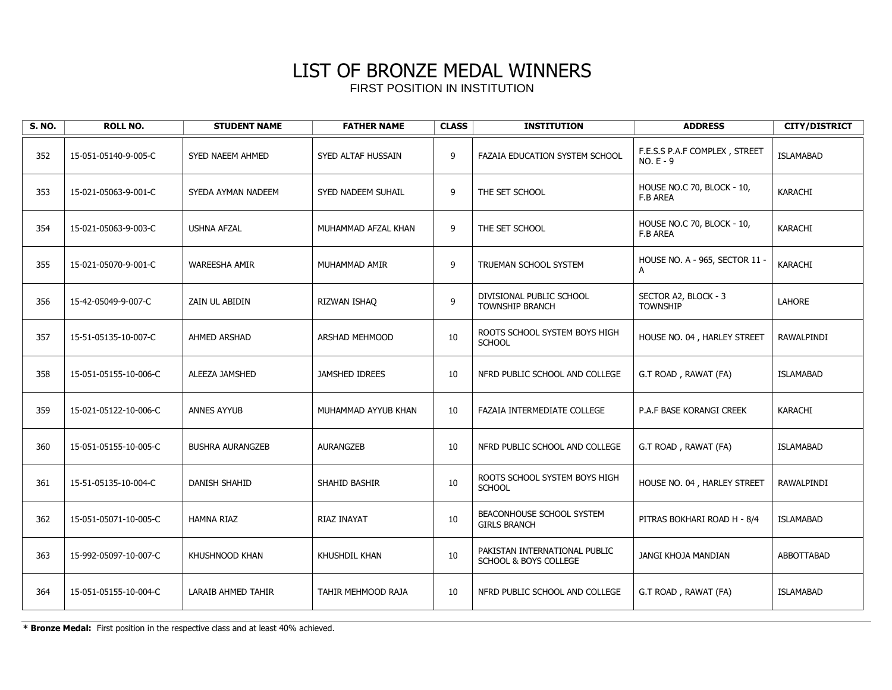# LIST OF BRONZE MEDAL WINNERS

FIRST POSITION IN INSTITUTION

| S. NO. | ROLL NO. | STUDENT NAME | FATHER NAME | CLASS | INSTITUTION | ADDRESS | CITY/DISTRICT |
|---|---|---|---|---|---|---|---|
| 352 | 15-051-05140-9-005-C | SYED NAEEM AHMED | SYED ALTAF HUSSAIN | 9 | FAZAIA EDUCATION SYSTEM SCHOOL | F.E.S.S P.A.F COMPLEX , STREET NO. E - 9 | ISLAMABAD |
| 353 | 15-021-05063-9-001-C | SYEDA AYMAN NADEEM | SYED NADEEM SUHAIL | 9 | THE SET SCHOOL | HOUSE NO.C 70, BLOCK - 10, F.B AREA | KARACHI |
| 354 | 15-021-05063-9-003-C | USHNA AFZAL | MUHAMMAD AFZAL KHAN | 9 | THE SET SCHOOL | HOUSE NO.C 70, BLOCK - 10, F.B AREA | KARACHI |
| 355 | 15-021-05070-9-001-C | WAREESHA AMIR | MUHAMMAD AMIR | 9 | TRUEMAN SCHOOL SYSTEM | HOUSE NO. A - 965, SECTOR 11 - A | KARACHI |
| 356 | 15-42-05049-9-007-C | ZAIN UL ABIDIN | RIZWAN ISHAQ | 9 | DIVISIONAL PUBLIC SCHOOL TOWNSHIP BRANCH | SECTOR A2, BLOCK - 3 TOWNSHIP | LAHORE |
| 357 | 15-51-05135-10-007-C | AHMED ARSHAD | ARSHAD MEHMOOD | 10 | ROOTS SCHOOL SYSTEM BOYS HIGH SCHOOL | HOUSE NO. 04 , HARLEY STREET | RAWALPINDI |
| 358 | 15-051-05155-10-006-C | ALEEZA JAMSHED | JAMSHED IDREES | 10 | NFRD PUBLIC SCHOOL AND COLLEGE | G.T ROAD , RAWAT (FA) | ISLAMABAD |
| 359 | 15-021-05122-10-006-C | ANNES AYYUB | MUHAMMAD AYYUB KHAN | 10 | FAZAIA INTERMEDIATE COLLEGE | P.A.F BASE KORANGI CREEK | KARACHI |
| 360 | 15-051-05155-10-005-C | BUSHRA AURANGZEB | AURANGZEB | 10 | NFRD PUBLIC SCHOOL AND COLLEGE | G.T ROAD , RAWAT (FA) | ISLAMABAD |
| 361 | 15-51-05135-10-004-C | DANISH SHAHID | SHAHID BASHIR | 10 | ROOTS SCHOOL SYSTEM BOYS HIGH SCHOOL | HOUSE NO. 04 , HARLEY STREET | RAWALPINDI |
| 362 | 15-051-05071-10-005-C | HAMNA RIAZ | RIAZ INAYAT | 10 | BEACONHOUSE SCHOOL SYSTEM GIRLS BRANCH | PITRAS BOKHARI ROAD H - 8/4 | ISLAMABAD |
| 363 | 15-992-05097-10-007-C | KHUSHNOOD KHAN | KHUSHDIL KHAN | 10 | PAKISTAN INTERNATIONAL PUBLIC SCHOOL & BOYS COLLEGE | JANGI KHOJA MANDIAN | ABBOTTABAD |
| 364 | 15-051-05155-10-004-C | LARAIB AHMED TAHIR | TAHIR MEHMOOD RAJA | 10 | NFRD PUBLIC SCHOOL AND COLLEGE | G.T ROAD , RAWAT (FA) | ISLAMABAD |

**\* Bronze Medal:** First position in the respective class and at least 40% achieved.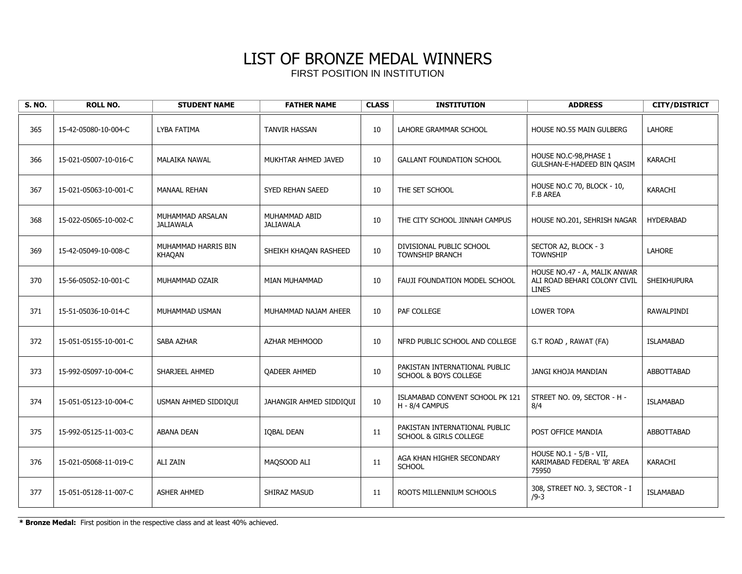# LIST OF BRONZE MEDAL WINNERS

FIRST POSITION IN INSTITUTION

| S. NO. | ROLL NO. | STUDENT NAME | FATHER NAME | CLASS | INSTITUTION | ADDRESS | CITY/DISTRICT |
|---|---|---|---|---|---|---|---|
| 365 | 15-42-05080-10-004-C | LYBA FATIMA | TANVIR HASSAN | 10 | LAHORE GRAMMAR SCHOOL | HOUSE NO.55 MAIN GULBERG | LAHORE |
| 366 | 15-021-05007-10-016-C | MALAIKA NAWAL | MUKHTAR AHMED JAVED | 10 | GALLANT FOUNDATION SCHOOL | HOUSE NO.C-98,PHASE 1 GULSHAN-E-HADEED BIN QASIM | KARACHI |
| 367 | 15-021-05063-10-001-C | MANAAL REHAN | SYED REHAN SAEED | 10 | THE SET SCHOOL | HOUSE NO.C 70, BLOCK - 10, F.B AREA | KARACHI |
| 368 | 15-022-05065-10-002-C | MUHAMMAD ARSALAN JALIAWALA | MUHAMMAD ABID JALIAWALA | 10 | THE CITY SCHOOL JINNAH CAMPUS | HOUSE NO.201, SEHRISH NAGAR | HYDERABAD |
| 369 | 15-42-05049-10-008-C | MUHAMMAD HARRIS BIN KHAQAN | SHEIKH KHAQAN RASHEED | 10 | DIVISIONAL PUBLIC SCHOOL TOWNSHIP BRANCH | SECTOR A2, BLOCK - 3 TOWNSHIP | LAHORE |
| 370 | 15-56-05052-10-001-C | MUHAMMAD OZAIR | MIAN MUHAMMAD | 10 | FAUJI FOUNDATION MODEL SCHOOL | HOUSE NO.47 - A, MALIK ANWAR ALI ROAD BEHARI COLONY CIVIL LINES | SHEIKHUPURA |
| 371 | 15-51-05036-10-014-C | MUHAMMAD USMAN | MUHAMMAD NAJAM AHEER | 10 | PAF COLLEGE | LOWER TOPA | RAWALPINDI |
| 372 | 15-051-05155-10-001-C | SABA AZHAR | AZHAR MEHMOOD | 10 | NFRD PUBLIC SCHOOL AND COLLEGE | G.T ROAD , RAWAT (FA) | ISLAMABAD |
| 373 | 15-992-05097-10-004-C | SHARJEEL AHMED | QADEER AHMED | 10 | PAKISTAN INTERNATIONAL PUBLIC SCHOOL & BOYS COLLEGE | JANGI KHOJA MANDIAN | ABBOTTABAD |
| 374 | 15-051-05123-10-004-C | USMAN AHMED SIDDIQUI | JAHANGIR AHMED SIDDIQUI | 10 | ISLAMABAD CONVENT SCHOOL PK 121 H - 8/4 CAMPUS | STREET NO. 09, SECTOR - H - 8/4 | ISLAMABAD |
| 375 | 15-992-05125-11-003-C | ABANA DEAN | IQBAL DEAN | 11 | PAKISTAN INTERNATIONAL PUBLIC SCHOOL & GIRLS COLLEGE | POST OFFICE MANDIA | ABBOTTABAD |
| 376 | 15-021-05068-11-019-C | ALI ZAIN | MAQSOOD ALI | 11 | AGA KHAN HIGHER SECONDARY SCHOOL | HOUSE NO.1 - 5/B - VII, KARIMABAD FEDERAL 'B' AREA 75950 | KARACHI |
| 377 | 15-051-05128-11-007-C | ASHER AHMED | SHIRAZ MASUD | 11 | ROOTS MILLENNIUM SCHOOLS | 308, STREET NO. 3, SECTOR - I /9-3 | ISLAMABAD |

**\* Bronze Medal:** First position in the respective class and at least 40% achieved.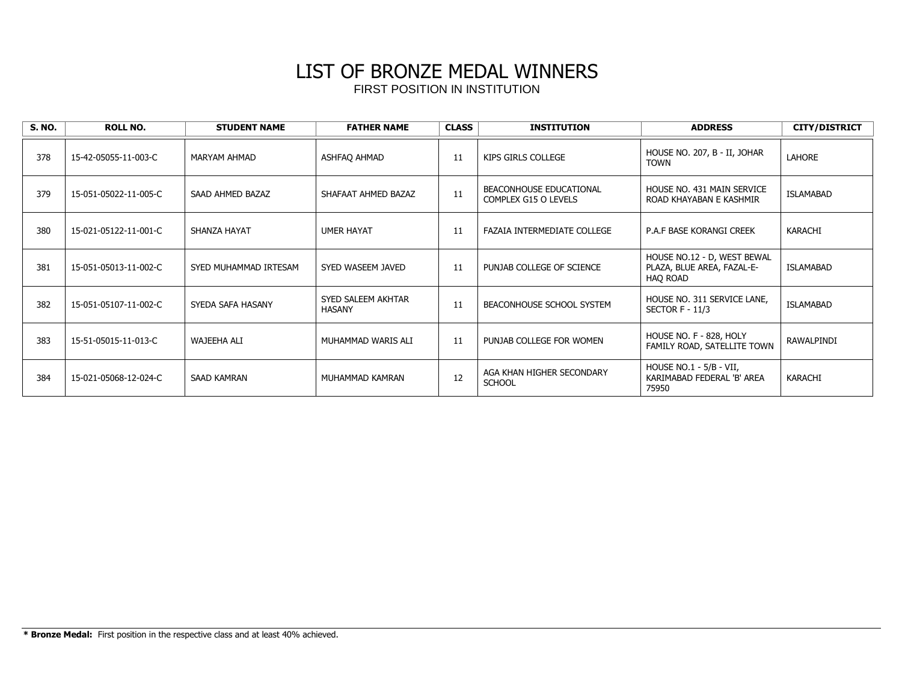# LIST OF BRONZE MEDAL WINNERS

FIRST POSITION IN INSTITUTION

| S. NO. | ROLL NO. | STUDENT NAME | FATHER NAME | CLASS | INSTITUTION | ADDRESS | CITY/DISTRICT |
|---|---|---|---|---|---|---|---|
| 378 | 15-42-05055-11-003-C | MARYAM AHMAD | ASHFAQ AHMAD | 11 | KIPS GIRLS COLLEGE | HOUSE NO. 207, B - II, JOHAR TOWN | LAHORE |
| 379 | 15-051-05022-11-005-C | SAAD AHMED BAZAZ | SHAFAAT AHMED BAZAZ | 11 | BEACONHOUSE EDUCATIONAL COMPLEX G15 O LEVELS | HOUSE NO. 431 MAIN SERVICE ROAD KHAYABAN E KASHMIR | ISLAMABAD |
| 380 | 15-021-05122-11-001-C | SHANZA HAYAT | UMER HAYAT | 11 | FAZAIA INTERMEDIATE COLLEGE | P.A.F BASE KORANGI CREEK | KARACHI |
| 381 | 15-051-05013-11-002-C | SYED MUHAMMAD IRTESAM | SYED WASEEM JAVED | 11 | PUNJAB COLLEGE OF SCIENCE | HOUSE NO.12 - D, WEST BEWAL PLAZA, BLUE AREA, FAZAL-E-HAQ ROAD | ISLAMABAD |
| 382 | 15-051-05107-11-002-C | SYEDA SAFA HASANY | SYED SALEEM AKHTAR HASANY | 11 | BEACONHOUSE SCHOOL SYSTEM | HOUSE NO. 311 SERVICE LANE, SECTOR F - 11/3 | ISLAMABAD |
| 383 | 15-51-05015-11-013-C | WAJEEHA ALI | MUHAMMAD WARIS ALI | 11 | PUNJAB COLLEGE FOR WOMEN | HOUSE NO. F - 828, HOLY FAMILY ROAD, SATELLITE TOWN | RAWALPINDI |
| 384 | 15-021-05068-12-024-C | SAAD KAMRAN | MUHAMMAD KAMRAN | 12 | AGA KHAN HIGHER SECONDARY SCHOOL | HOUSE NO.1 - 5/B - VII, KARIMABAD FEDERAL 'B' AREA 75950 | KARACHI |

**\* Bronze Medal:** First position in the respective class and at least 40% achieved.